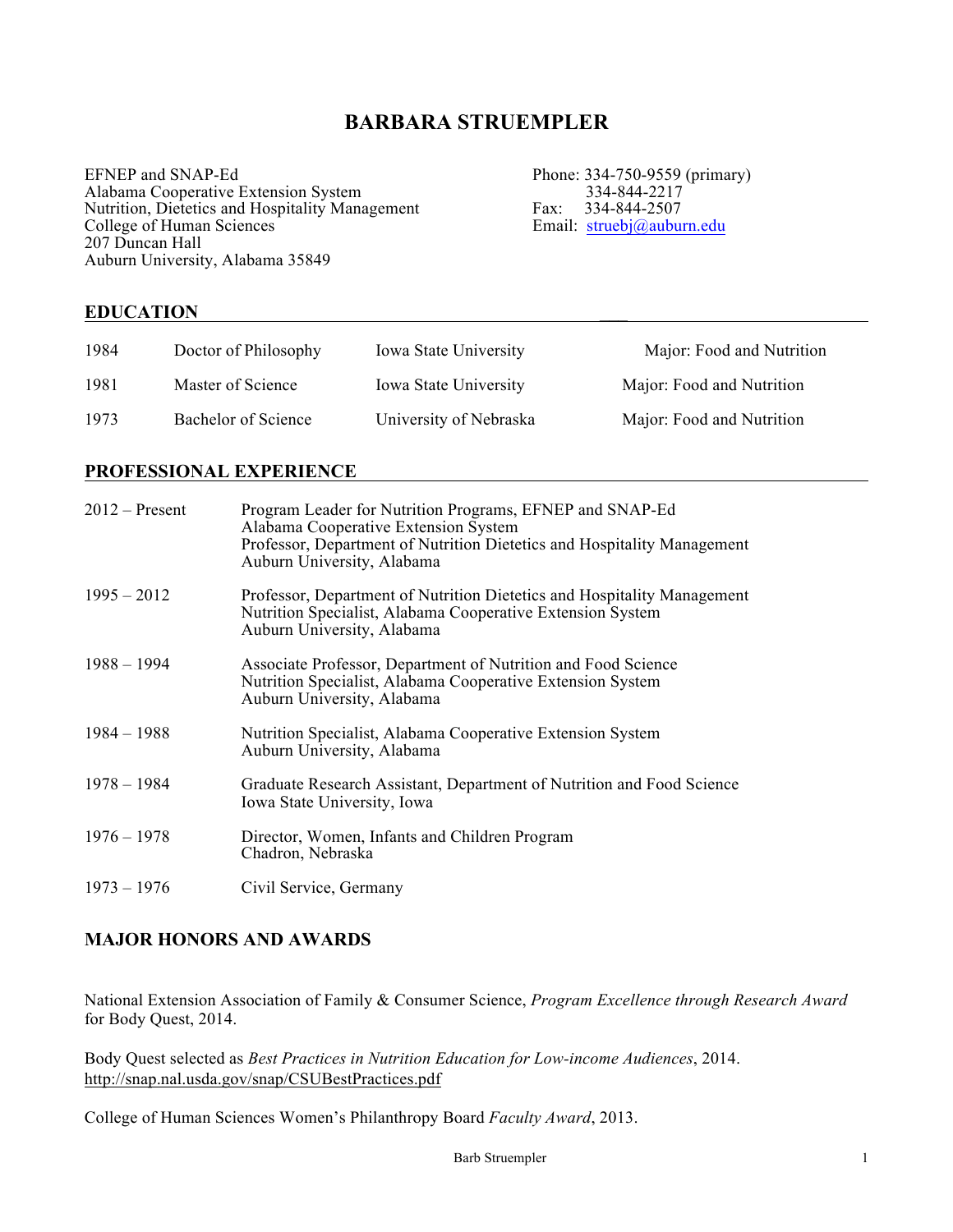# BARBARA STRUEMPLER

EFNEP and SNAP-Ed
Alabama Cooperative Extension System
Nutrition, Dietetics and Hospitality Management
College of Human Sciences
207 Duncan Hall
Auburn University, Alabama 35849

Phone: 334-750-9559 (primary)
334-844-2217
Fax: 334-844-2507
Email: struebj@auburn.edu

## EDUCATION

| | | | |
|---|---|---|---|
| 1984 | Doctor of Philosophy | Iowa State University | Major: Food and Nutrition |
| 1981 | Master of Science | Iowa State University | Major: Food and Nutrition |
| 1973 | Bachelor of Science | University of Nebraska | Major: Food and Nutrition |

## PROFESSIONAL EXPERIENCE

| | |
|---|---|
| 2012 – Present | Program Leader for Nutrition Programs, EFNEP and SNAP-Ed<br>Alabama Cooperative Extension System<br>Professor, Department of Nutrition Dietetics and Hospitality Management<br>Auburn University, Alabama |
| 1995 – 2012 | Professor, Department of Nutrition Dietetics and Hospitality Management<br>Nutrition Specialist, Alabama Cooperative Extension System<br>Auburn University, Alabama |
| 1988 – 1994 | Associate Professor, Department of Nutrition and Food Science<br>Nutrition Specialist, Alabama Cooperative Extension System<br>Auburn University, Alabama |
| 1984 – 1988 | Nutrition Specialist, Alabama Cooperative Extension System<br>Auburn University, Alabama |
| 1978 – 1984 | Graduate Research Assistant, Department of Nutrition and Food Science<br>Iowa State University, Iowa |
| 1976 – 1978 | Director, Women, Infants and Children Program<br>Chadron, Nebraska |
| 1973 – 1976 | Civil Service, Germany |

## MAJOR HONORS AND AWARDS

National Extension Association of Family & Consumer Science, *Program Excellence through Research Award* for Body Quest, 2014.

Body Quest selected as *Best Practices in Nutrition Education for Low-income Audiences*, 2014. http://snap.nal.usda.gov/snap/CSUBestPractices.pdf

College of Human Sciences Women's Philanthropy Board *Faculty Award*, 2013.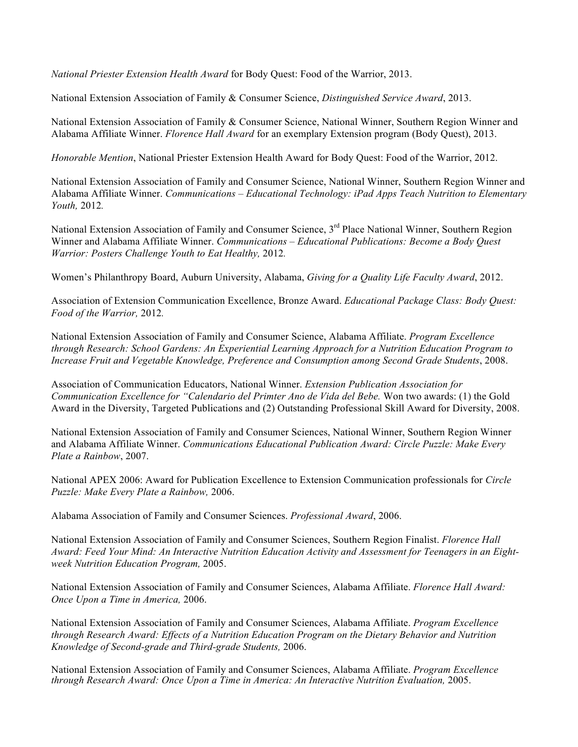*National Priester Extension Health Award* for Body Quest: Food of the Warrior, 2013.

National Extension Association of Family & Consumer Science, *Distinguished Service Award*, 2013.

National Extension Association of Family & Consumer Science, National Winner, Southern Region Winner and Alabama Affiliate Winner. *Florence Hall Award* for an exemplary Extension program (Body Quest), 2013.

*Honorable Mention*, National Priester Extension Health Award for Body Quest: Food of the Warrior, 2012.

National Extension Association of Family and Consumer Science, National Winner, Southern Region Winner and Alabama Affiliate Winner. *Communications – Educational Technology: iPad Apps Teach Nutrition to Elementary Youth,* 2012*.*

National Extension Association of Family and Consumer Science, 3rd Place National Winner, Southern Region Winner and Alabama Affiliate Winner. *Communications – Educational Publications: Become a Body Quest Warrior: Posters Challenge Youth to Eat Healthy,* 2012*.*

Women's Philanthropy Board, Auburn University, Alabama, *Giving for a Quality Life Faculty Award*, 2012.

Association of Extension Communication Excellence, Bronze Award. *Educational Package Class: Body Quest: Food of the Warrior,* 2012*.*

National Extension Association of Family and Consumer Science, Alabama Affiliate. *Program Excellence through Research: School Gardens: An Experiential Learning Approach for a Nutrition Education Program to Increase Fruit and Vegetable Knowledge, Preference and Consumption among Second Grade Students*, 2008.

Association of Communication Educators, National Winner. *Extension Publication Association for Communication Excellence for "Calendario del Primter Ano de Vida del Bebe.* Won two awards: (1) the Gold Award in the Diversity, Targeted Publications and (2) Outstanding Professional Skill Award for Diversity, 2008.

National Extension Association of Family and Consumer Sciences, National Winner, Southern Region Winner and Alabama Affiliate Winner. *Communications Educational Publication Award: Circle Puzzle: Make Every Plate a Rainbow*, 2007.

National APEX 2006: Award for Publication Excellence to Extension Communication professionals for *Circle Puzzle: Make Every Plate a Rainbow,* 2006.

Alabama Association of Family and Consumer Sciences. *Professional Award*, 2006.

National Extension Association of Family and Consumer Sciences, Southern Region Finalist. *Florence Hall Award: Feed Your Mind: An Interactive Nutrition Education Activity and Assessment for Teenagers in an Eight-week Nutrition Education Program,* 2005.

National Extension Association of Family and Consumer Sciences, Alabama Affiliate. *Florence Hall Award: Once Upon a Time in America,* 2006.

National Extension Association of Family and Consumer Sciences, Alabama Affiliate. *Program Excellence through Research Award: Effects of a Nutrition Education Program on the Dietary Behavior and Nutrition Knowledge of Second-grade and Third-grade Students,* 2006.

National Extension Association of Family and Consumer Sciences, Alabama Affiliate. *Program Excellence through Research Award: Once Upon a Time in America: An Interactive Nutrition Evaluation,* 2005.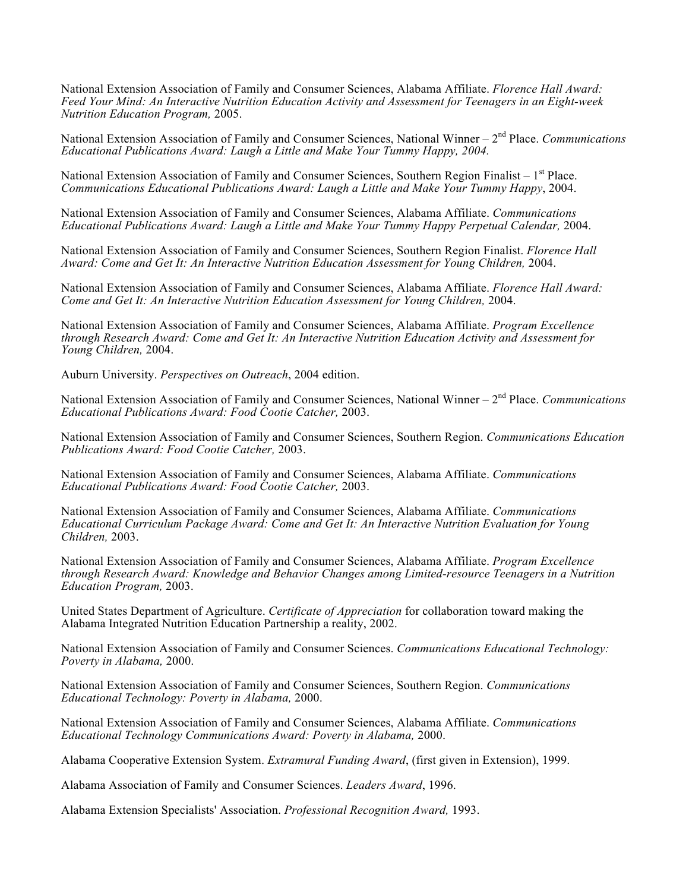National Extension Association of Family and Consumer Sciences, Alabama Affiliate. *Florence Hall Award: Feed Your Mind: An Interactive Nutrition Education Activity and Assessment for Teenagers in an Eight-week Nutrition Education Program,* 2005.

National Extension Association of Family and Consumer Sciences, National Winner – 2nd Place. *Communications Educational Publications Award: Laugh a Little and Make Your Tummy Happy, 2004.*

National Extension Association of Family and Consumer Sciences, Southern Region Finalist – 1st Place. *Communications Educational Publications Award: Laugh a Little and Make Your Tummy Happy*, 2004.

National Extension Association of Family and Consumer Sciences, Alabama Affiliate. *Communications Educational Publications Award: Laugh a Little and Make Your Tummy Happy Perpetual Calendar,* 2004.

National Extension Association of Family and Consumer Sciences, Southern Region Finalist. *Florence Hall Award: Come and Get It: An Interactive Nutrition Education Assessment for Young Children,* 2004.

National Extension Association of Family and Consumer Sciences, Alabama Affiliate. *Florence Hall Award: Come and Get It: An Interactive Nutrition Education Assessment for Young Children,* 2004.

National Extension Association of Family and Consumer Sciences, Alabama Affiliate. *Program Excellence through Research Award: Come and Get It: An Interactive Nutrition Education Activity and Assessment for Young Children,* 2004.

Auburn University. *Perspectives on Outreach*, 2004 edition.

National Extension Association of Family and Consumer Sciences, National Winner – 2nd Place. *Communications Educational Publications Award: Food Cootie Catcher,* 2003.

National Extension Association of Family and Consumer Sciences, Southern Region. *Communications Education Publications Award: Food Cootie Catcher,* 2003.

National Extension Association of Family and Consumer Sciences, Alabama Affiliate. *Communications Educational Publications Award: Food Cootie Catcher,* 2003.

National Extension Association of Family and Consumer Sciences, Alabama Affiliate. *Communications Educational Curriculum Package Award: Come and Get It: An Interactive Nutrition Evaluation for Young Children,* 2003.

National Extension Association of Family and Consumer Sciences, Alabama Affiliate. *Program Excellence through Research Award: Knowledge and Behavior Changes among Limited-resource Teenagers in a Nutrition Education Program,* 2003.

United States Department of Agriculture. *Certificate of Appreciation* for collaboration toward making the Alabama Integrated Nutrition Education Partnership a reality, 2002.

National Extension Association of Family and Consumer Sciences. *Communications Educational Technology: Poverty in Alabama,* 2000.

National Extension Association of Family and Consumer Sciences, Southern Region. *Communications Educational Technology: Poverty in Alabama,* 2000.

National Extension Association of Family and Consumer Sciences, Alabama Affiliate. *Communications Educational Technology Communications Award: Poverty in Alabama,* 2000.

Alabama Cooperative Extension System. *Extramural Funding Award*, (first given in Extension), 1999.

Alabama Association of Family and Consumer Sciences. *Leaders Award*, 1996.

Alabama Extension Specialists' Association. *Professional Recognition Award,* 1993.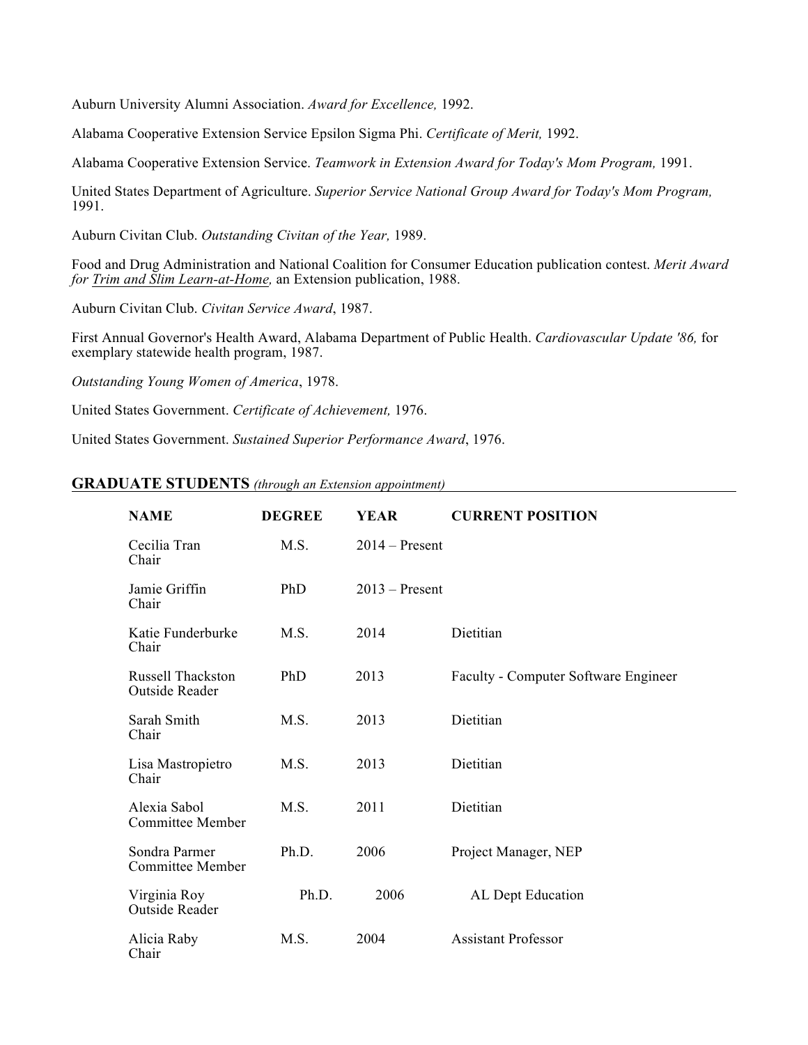Auburn University Alumni Association. *Award for Excellence,* 1992.

Alabama Cooperative Extension Service Epsilon Sigma Phi. *Certificate of Merit,* 1992.

Alabama Cooperative Extension Service. *Teamwork in Extension Award for Today's Mom Program,* 1991.

United States Department of Agriculture. *Superior Service National Group Award for Today's Mom Program,* 1991.

Auburn Civitan Club. *Outstanding Civitan of the Year,* 1989.

Food and Drug Administration and National Coalition for Consumer Education publication contest. *Merit Award for Trim and Slim Learn-at-Home,* an Extension publication, 1988.

Auburn Civitan Club. *Civitan Service Award*, 1987.

First Annual Governor's Health Award, Alabama Department of Public Health. *Cardiovascular Update '86,* for exemplary statewide health program, 1987.

*Outstanding Young Women of America*, 1978.

United States Government. *Certificate of Achievement,* 1976.

United States Government. *Sustained Superior Performance Award*, 1976.

## GRADUATE STUDENTS *(through an Extension appointment)*

| NAME | DEGREE | YEAR | CURRENT POSITION |
|---|---|---|---|
| Cecilia Tran<br>Chair | M.S. | 2014 – Present | |
| Jamie Griffin<br>Chair | PhD | 2013 – Present | |
| Katie Funderburke<br>Chair | M.S. | 2014 | Dietitian |
| Russell Thackston<br>Outside Reader | PhD | 2013 | Faculty - Computer Software Engineer |
| Sarah Smith<br>Chair | M.S. | 2013 | Dietitian |
| Lisa Mastropietro<br>Chair | M.S. | 2013 | Dietitian |
| Alexia Sabol<br>Committee Member | M.S. | 2011 | Dietitian |
| Sondra Parmer<br>Committee Member | Ph.D. | 2006 | Project Manager, NEP |
| Virginia Roy<br>Outside Reader | Ph.D. | 2006 | AL Dept Education |
| Alicia Raby<br>Chair | M.S. | 2004 | Assistant Professor |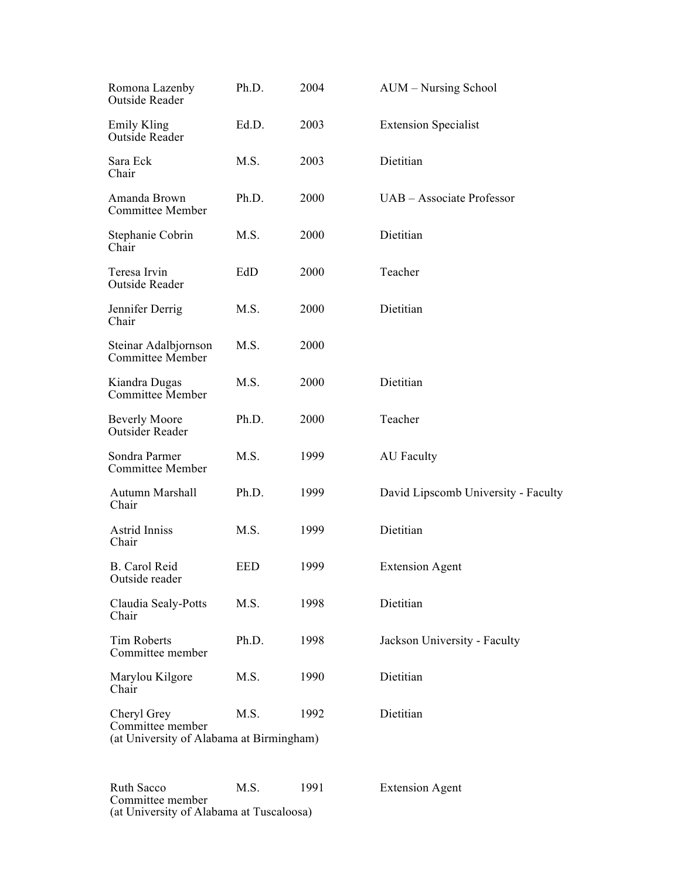| Name / Role | Degree | Year | Current Position |
|---|---|---|---|
| Romona Lazenby<br>Outside Reader | Ph.D. | 2004 | AUM – Nursing School |
| Emily Kling<br>Outside Reader | Ed.D. | 2003 | Extension Specialist |
| Sara Eck<br>Chair | M.S. | 2003 | Dietitian |
| Amanda Brown<br>Committee Member | Ph.D. | 2000 | UAB – Associate Professor |
| Stephanie Cobrin<br>Chair | M.S. | 2000 | Dietitian |
| Teresa Irvin<br>Outside Reader | EdD | 2000 | Teacher |
| Jennifer Derrig<br>Chair | M.S. | 2000 | Dietitian |
| Steinar Adalbjornson<br>Committee Member | M.S. | 2000 | |
| Kiandra Dugas<br>Committee Member | M.S. | 2000 | Dietitian |
| Beverly Moore<br>Outsider Reader | Ph.D. | 2000 | Teacher |
| Sondra Parmer<br>Committee Member | M.S. | 1999 | AU Faculty |
| Autumn Marshall<br>Chair | Ph.D. | 1999 | David Lipscomb University - Faculty |
| Astrid Inniss<br>Chair | M.S. | 1999 | Dietitian |
| B. Carol Reid<br>Outside reader | EED | 1999 | Extension Agent |
| Claudia Sealy-Potts<br>Chair | M.S. | 1998 | Dietitian |
| Tim Roberts<br>Committee member | Ph.D. | 1998 | Jackson University - Faculty |
| Marylou Kilgore<br>Chair | M.S. | 1990 | Dietitian |
| Cheryl Grey<br>Committee member<br>(at University of Alabama at Birmingham) | M.S. | 1992 | Dietitian |
| Ruth Sacco<br>Committee member<br>(at University of Alabama at Tuscaloosa) | M.S. | 1991 | Extension Agent |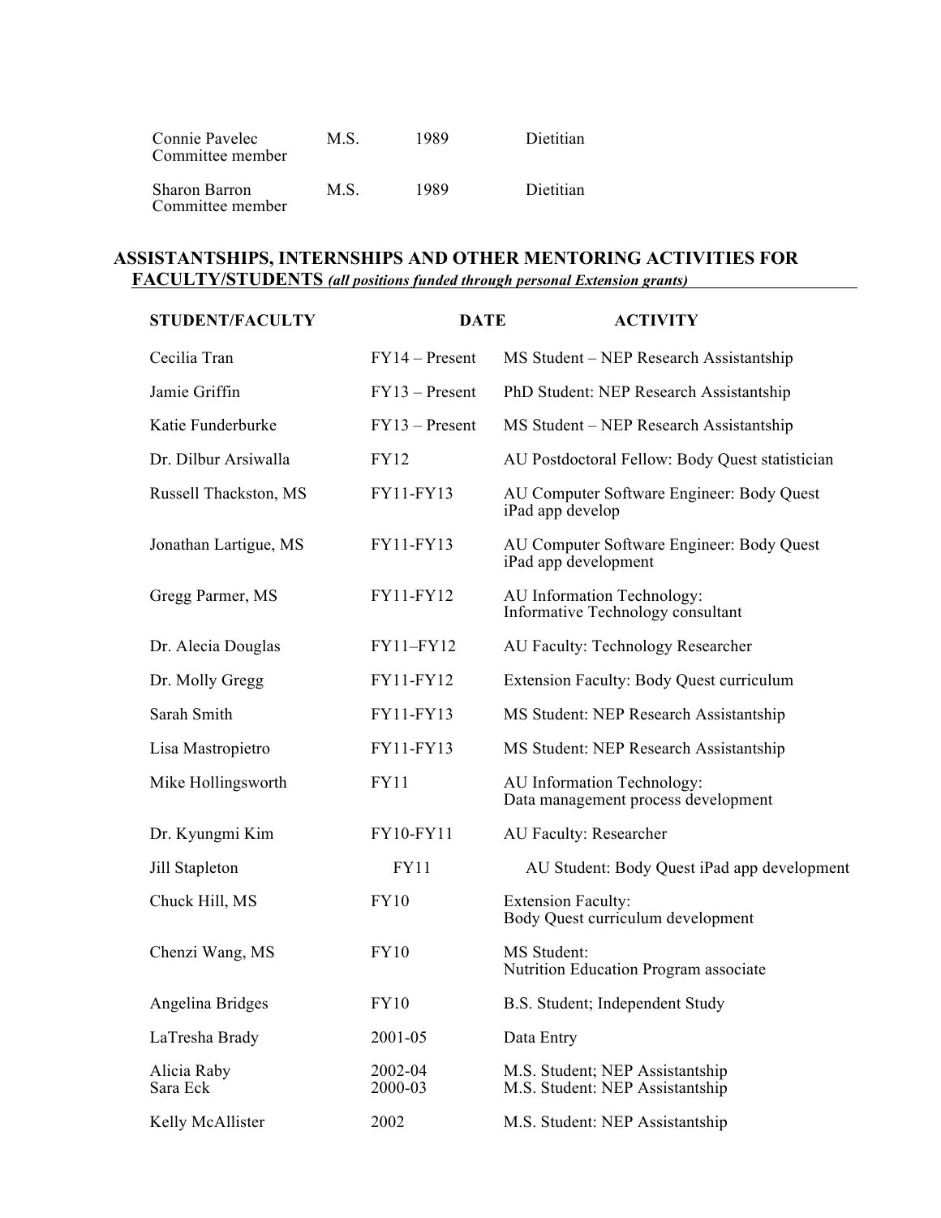| | | | |
|---|---|---|---|
| Connie Pavelec<br>Committee member | M.S. | 1989 | Dietitian |
| Sharon Barron<br>Committee member | M.S. | 1989 | Dietitian |

## ASSISTANTSHIPS, INTERNSHIPS AND OTHER MENTORING ACTIVITIES FOR FACULTY/STUDENTS *(all positions funded through personal Extension grants)*

| STUDENT/FACULTY | DATE | ACTIVITY |
|---|---|---|
| Cecilia Tran | FY14 – Present | MS Student – NEP Research Assistantship |
| Jamie Griffin | FY13 – Present | PhD Student: NEP Research Assistantship |
| Katie Funderburke | FY13 – Present | MS Student – NEP Research Assistantship |
| Dr. Dilbur Arsiwalla | FY12 | AU Postdoctoral Fellow: Body Quest statistician |
| Russell Thackston, MS | FY11-FY13 | AU Computer Software Engineer: Body Quest iPad app develop |
| Jonathan Lartigue, MS | FY11-FY13 | AU Computer Software Engineer: Body Quest iPad app development |
| Gregg Parmer, MS | FY11-FY12 | AU Information Technology: Informative Technology consultant |
| Dr. Alecia Douglas | FY11–FY12 | AU Faculty: Technology Researcher |
| Dr. Molly Gregg | FY11-FY12 | Extension Faculty: Body Quest curriculum |
| Sarah Smith | FY11-FY13 | MS Student: NEP Research Assistantship |
| Lisa Mastropietro | FY11-FY13 | MS Student: NEP Research Assistantship |
| Mike Hollingsworth | FY11 | AU Information Technology: Data management process development |
| Dr. Kyungmi Kim | FY10-FY11 | AU Faculty: Researcher |
| Jill Stapleton | FY11 | AU Student: Body Quest iPad app development |
| Chuck Hill, MS | FY10 | Extension Faculty: Body Quest curriculum development |
| Chenzi Wang, MS | FY10 | MS Student: Nutrition Education Program associate |
| Angelina Bridges | FY10 | B.S. Student; Independent Study |
| LaTresha Brady | 2001-05 | Data Entry |
| Alicia Raby | 2002-04 | M.S. Student; NEP Assistantship |
| Sara Eck | 2000-03 | M.S. Student: NEP Assistantship |
| Kelly McAllister | 2002 | M.S. Student: NEP Assistantship |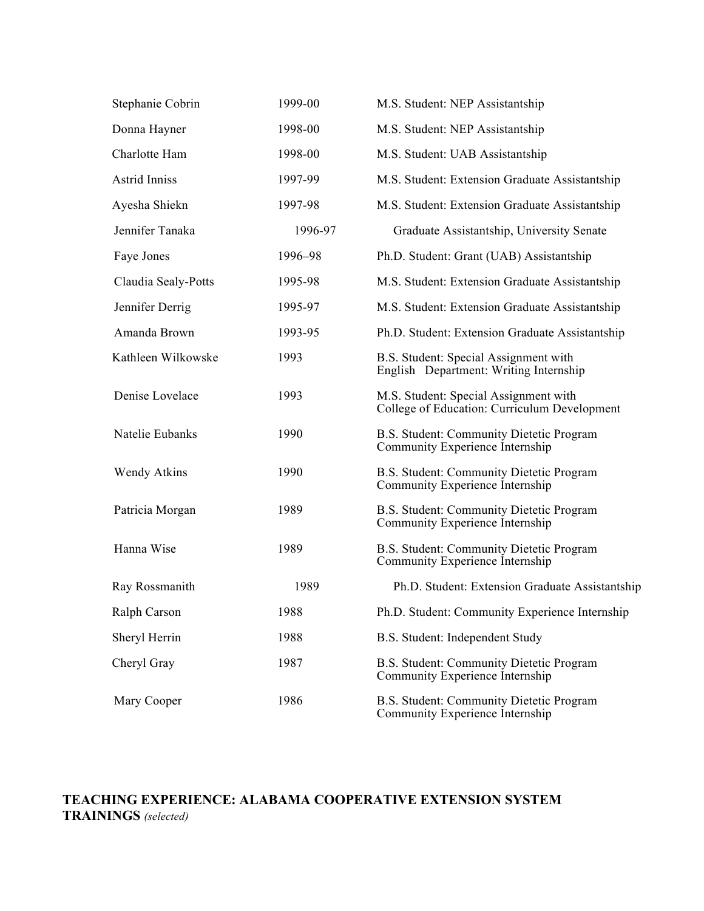| | | |
|---|---|---|
| Stephanie Cobrin | 1999-00 | M.S. Student: NEP Assistantship |
| Donna Hayner | 1998-00 | M.S. Student: NEP Assistantship |
| Charlotte Ham | 1998-00 | M.S. Student: UAB Assistantship |
| Astrid Inniss | 1997-99 | M.S. Student: Extension Graduate Assistantship |
| Ayesha Shiekn | 1997-98 | M.S. Student: Extension Graduate Assistantship |
| Jennifer Tanaka | 1996-97 | Graduate Assistantship, University Senate |
| Faye Jones | 1996–98 | Ph.D. Student: Grant (UAB) Assistantship |
| Claudia Sealy-Potts | 1995-98 | M.S. Student: Extension Graduate Assistantship |
| Jennifer Derrig | 1995-97 | M.S. Student: Extension Graduate Assistantship |
| Amanda Brown | 1993-95 | Ph.D. Student: Extension Graduate Assistantship |
| Kathleen Wilkowske | 1993 | B.S. Student: Special Assignment with English Department: Writing Internship |
| Denise Lovelace | 1993 | M.S. Student: Special Assignment with College of Education: Curriculum Development |
| Natelie Eubanks | 1990 | B.S. Student: Community Dietetic Program Community Experience Internship |
| Wendy Atkins | 1990 | B.S. Student: Community Dietetic Program Community Experience Internship |
| Patricia Morgan | 1989 | B.S. Student: Community Dietetic Program Community Experience Internship |
| Hanna Wise | 1989 | B.S. Student: Community Dietetic Program Community Experience Internship |
| Ray Rossmanith | 1989 | Ph.D. Student: Extension Graduate Assistantship |
| Ralph Carson | 1988 | Ph.D. Student: Community Experience Internship |
| Sheryl Herrin | 1988 | B.S. Student: Independent Study |
| Cheryl Gray | 1987 | B.S. Student: Community Dietetic Program Community Experience Internship |
| Mary Cooper | 1986 | B.S. Student: Community Dietetic Program Community Experience Internship |

**TEACHING EXPERIENCE: ALABAMA COOPERATIVE EXTENSION SYSTEM TRAININGS** *(selected)*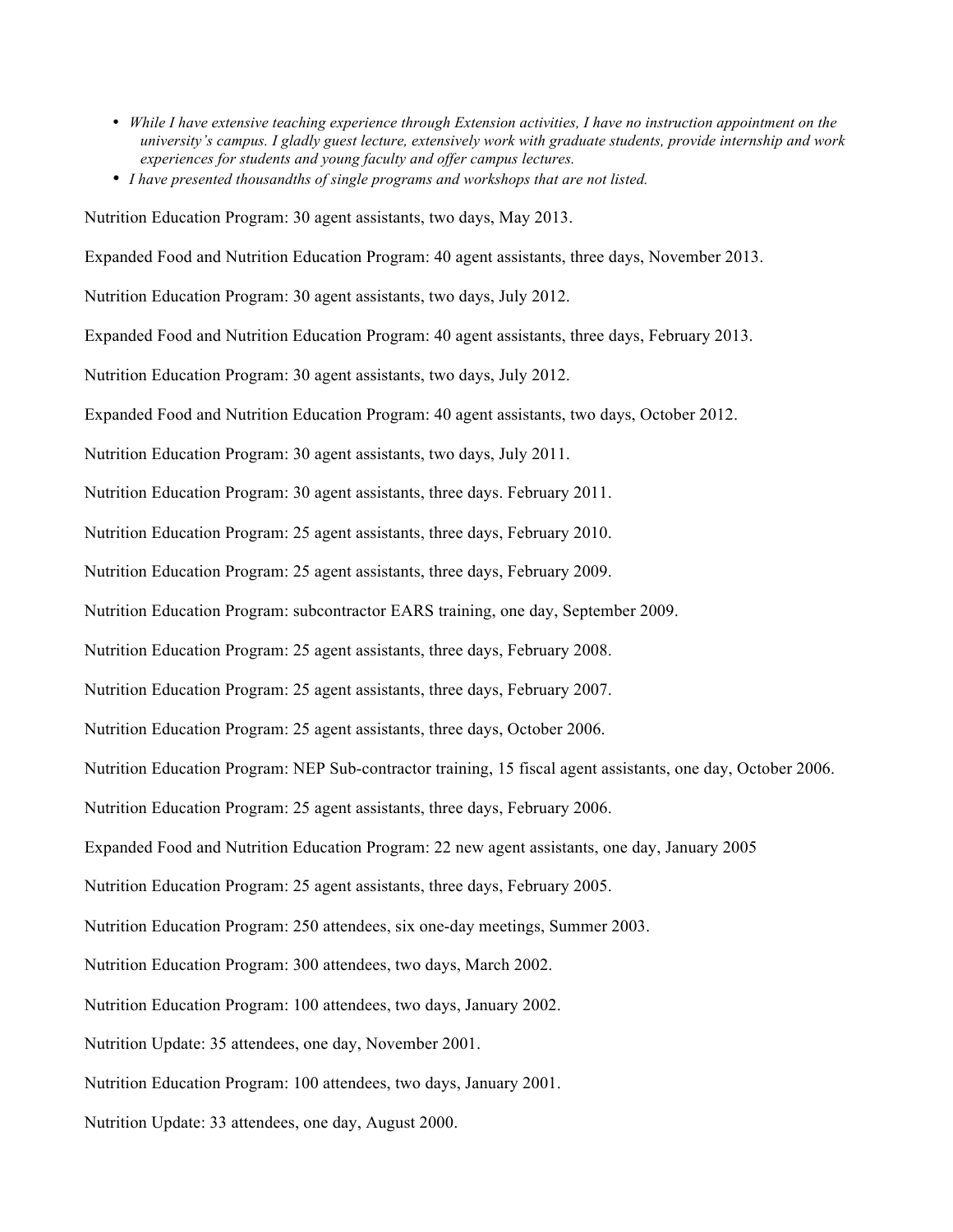- *While I have extensive teaching experience through Extension activities, I have no instruction appointment on the university's campus. I gladly guest lecture, extensively work with graduate students, provide internship and work experiences for students and young faculty and offer campus lectures.*
- *I have presented thousandths of single programs and workshops that are not listed.*

Nutrition Education Program: 30 agent assistants, two days, May 2013.

Expanded Food and Nutrition Education Program: 40 agent assistants, three days, November 2013.

Nutrition Education Program: 30 agent assistants, two days, July 2012.

Expanded Food and Nutrition Education Program: 40 agent assistants, three days, February 2013.

Nutrition Education Program: 30 agent assistants, two days, July 2012.

Expanded Food and Nutrition Education Program: 40 agent assistants, two days, October 2012.

Nutrition Education Program: 30 agent assistants, two days, July 2011.

Nutrition Education Program: 30 agent assistants, three days. February 2011.

Nutrition Education Program: 25 agent assistants, three days, February 2010.

Nutrition Education Program: 25 agent assistants, three days, February 2009.

Nutrition Education Program: subcontractor EARS training, one day, September 2009.

Nutrition Education Program: 25 agent assistants, three days, February 2008.

Nutrition Education Program: 25 agent assistants, three days, February 2007.

Nutrition Education Program: 25 agent assistants, three days, October 2006.

Nutrition Education Program: NEP Sub-contractor training, 15 fiscal agent assistants, one day, October 2006.

Nutrition Education Program: 25 agent assistants, three days, February 2006.

Expanded Food and Nutrition Education Program: 22 new agent assistants, one day, January 2005

Nutrition Education Program: 25 agent assistants, three days, February 2005.

Nutrition Education Program: 250 attendees, six one-day meetings, Summer 2003.

Nutrition Education Program: 300 attendees, two days, March 2002.

Nutrition Education Program: 100 attendees, two days, January 2002.

Nutrition Update: 35 attendees, one day, November 2001.

Nutrition Education Program: 100 attendees, two days, January 2001.

Nutrition Update: 33 attendees, one day, August 2000.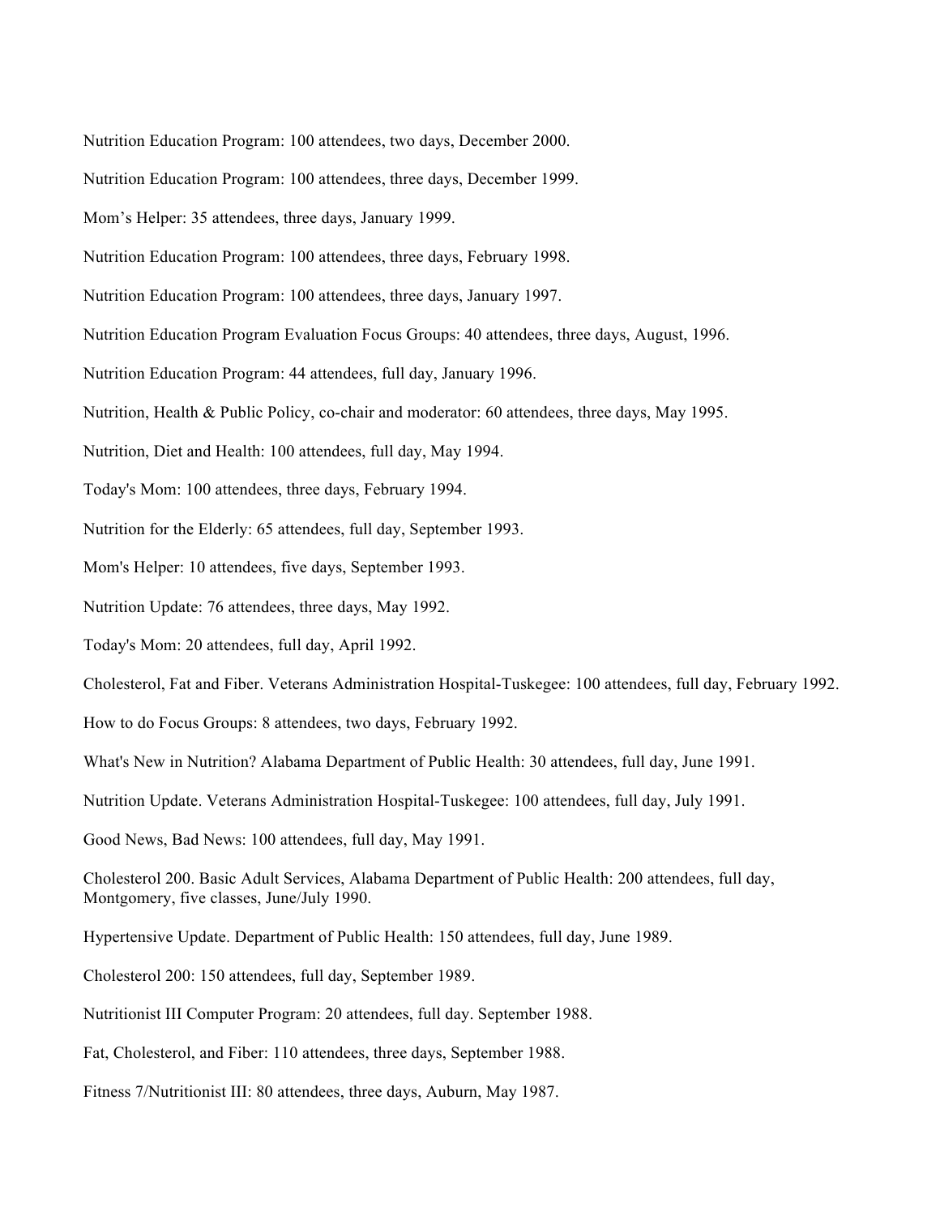Nutrition Education Program: 100 attendees, two days, December 2000.

Nutrition Education Program: 100 attendees, three days, December 1999.

Mom's Helper: 35 attendees, three days, January 1999.

Nutrition Education Program: 100 attendees, three days, February 1998.

Nutrition Education Program: 100 attendees, three days, January 1997.

Nutrition Education Program Evaluation Focus Groups: 40 attendees, three days, August, 1996.

Nutrition Education Program: 44 attendees, full day, January 1996.

Nutrition, Health & Public Policy, co-chair and moderator: 60 attendees, three days, May 1995.

Nutrition, Diet and Health: 100 attendees, full day, May 1994.

Today's Mom: 100 attendees, three days, February 1994.

Nutrition for the Elderly: 65 attendees, full day, September 1993.

Mom's Helper: 10 attendees, five days, September 1993.

Nutrition Update: 76 attendees, three days, May 1992.

Today's Mom: 20 attendees, full day, April 1992.

Cholesterol, Fat and Fiber. Veterans Administration Hospital-Tuskegee: 100 attendees, full day, February 1992.

How to do Focus Groups: 8 attendees, two days, February 1992.

What's New in Nutrition? Alabama Department of Public Health: 30 attendees, full day, June 1991.

Nutrition Update. Veterans Administration Hospital-Tuskegee: 100 attendees, full day, July 1991.

Good News, Bad News: 100 attendees, full day, May 1991.

Cholesterol 200. Basic Adult Services, Alabama Department of Public Health: 200 attendees, full day, Montgomery, five classes, June/July 1990.

Hypertensive Update. Department of Public Health: 150 attendees, full day, June 1989.

Cholesterol 200: 150 attendees, full day, September 1989.

Nutritionist III Computer Program: 20 attendees, full day. September 1988.

Fat, Cholesterol, and Fiber: 110 attendees, three days, September 1988.

Fitness 7/Nutritionist III: 80 attendees, three days, Auburn, May 1987.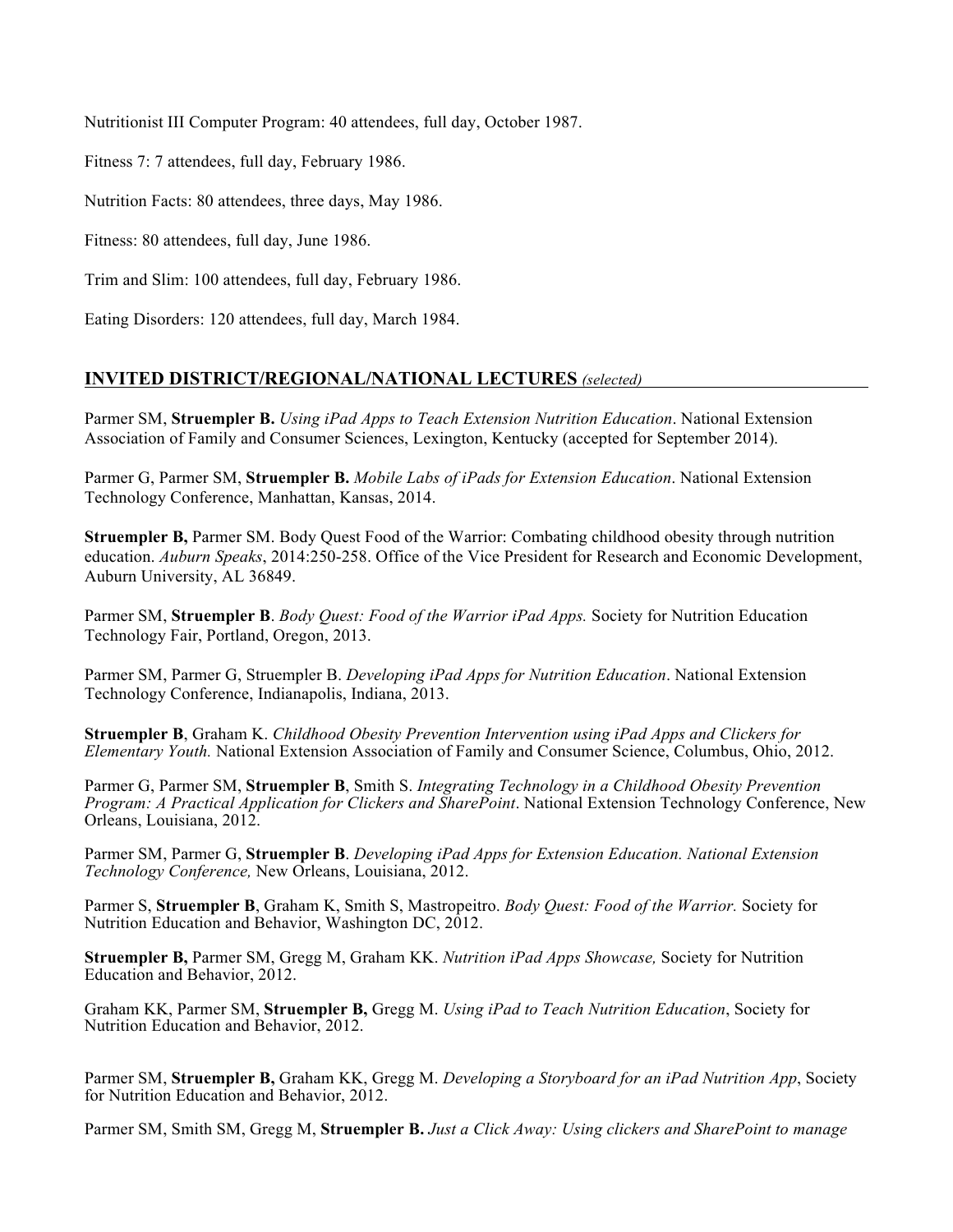Nutritionist III Computer Program: 40 attendees, full day, October 1987.

Fitness 7: 7 attendees, full day, February 1986.

Nutrition Facts: 80 attendees, three days, May 1986.

Fitness: 80 attendees, full day, June 1986.

Trim and Slim: 100 attendees, full day, February 1986.

Eating Disorders: 120 attendees, full day, March 1984.

## INVITED DISTRICT/REGIONAL/NATIONAL LECTURES *(selected)*

Parmer SM, **Struempler B.** *Using iPad Apps to Teach Extension Nutrition Education*. National Extension Association of Family and Consumer Sciences, Lexington, Kentucky (accepted for September 2014).

Parmer G, Parmer SM, **Struempler B.** *Mobile Labs of iPads for Extension Education*. National Extension Technology Conference, Manhattan, Kansas, 2014.

**Struempler B,** Parmer SM. Body Quest Food of the Warrior: Combating childhood obesity through nutrition education. *Auburn Speaks*, 2014:250-258. Office of the Vice President for Research and Economic Development, Auburn University, AL 36849.

Parmer SM, **Struempler B**. *Body Quest: Food of the Warrior iPad Apps.* Society for Nutrition Education Technology Fair, Portland, Oregon, 2013.

Parmer SM, Parmer G, Struempler B. *Developing iPad Apps for Nutrition Education*. National Extension Technology Conference, Indianapolis, Indiana, 2013.

**Struempler B**, Graham K. *Childhood Obesity Prevention Intervention using iPad Apps and Clickers for Elementary Youth.* National Extension Association of Family and Consumer Science, Columbus, Ohio, 2012.

Parmer G, Parmer SM, **Struempler B**, Smith S. *Integrating Technology in a Childhood Obesity Prevention Program: A Practical Application for Clickers and SharePoint*. National Extension Technology Conference, New Orleans, Louisiana, 2012.

Parmer SM, Parmer G, **Struempler B**. *Developing iPad Apps for Extension Education. National Extension Technology Conference,* New Orleans, Louisiana, 2012.

Parmer S, **Struempler B**, Graham K, Smith S, Mastropeitro. *Body Quest: Food of the Warrior.* Society for Nutrition Education and Behavior, Washington DC, 2012.

**Struempler B,** Parmer SM, Gregg M, Graham KK. *Nutrition iPad Apps Showcase,* Society for Nutrition Education and Behavior, 2012.

Graham KK, Parmer SM, **Struempler B,** Gregg M. *Using iPad to Teach Nutrition Education*, Society for Nutrition Education and Behavior, 2012.

Parmer SM, **Struempler B,** Graham KK, Gregg M. *Developing a Storyboard for an iPad Nutrition App*, Society for Nutrition Education and Behavior, 2012.

Parmer SM, Smith SM, Gregg M, **Struempler B.** *Just a Click Away: Using clickers and SharePoint to manage*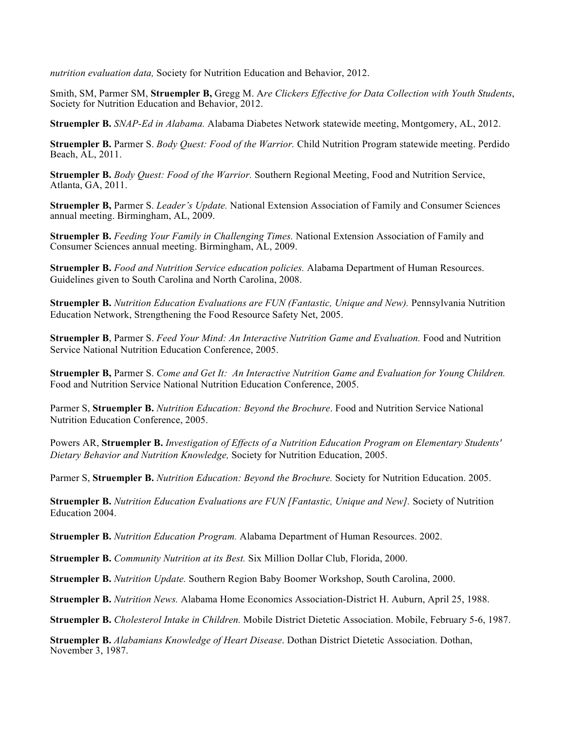*nutrition evaluation data,* Society for Nutrition Education and Behavior, 2012.

Smith, SM, Parmer SM, **Struempler B,** Gregg M. A*re Clickers Effective for Data Collection with Youth Students*, Society for Nutrition Education and Behavior, 2012.

**Struempler B.** *SNAP-Ed in Alabama.* Alabama Diabetes Network statewide meeting, Montgomery, AL, 2012.

**Struempler B.** Parmer S. *Body Quest: Food of the Warrior.* Child Nutrition Program statewide meeting. Perdido Beach, AL, 2011.

**Struempler B.** *Body Quest: Food of the Warrior.* Southern Regional Meeting, Food and Nutrition Service, Atlanta, GA, 2011.

**Struempler B,** Parmer S. *Leader's Update.* National Extension Association of Family and Consumer Sciences annual meeting. Birmingham, AL, 2009.

**Struempler B.** *Feeding Your Family in Challenging Times.* National Extension Association of Family and Consumer Sciences annual meeting. Birmingham, AL, 2009.

**Struempler B.** *Food and Nutrition Service education policies.* Alabama Department of Human Resources. Guidelines given to South Carolina and North Carolina, 2008.

**Struempler B.** *Nutrition Education Evaluations are FUN (Fantastic, Unique and New).* Pennsylvania Nutrition Education Network, Strengthening the Food Resource Safety Net, 2005.

**Struempler B**, Parmer S. *Feed Your Mind: An Interactive Nutrition Game and Evaluation.* Food and Nutrition Service National Nutrition Education Conference, 2005.

**Struempler B,** Parmer S. *Come and Get It: An Interactive Nutrition Game and Evaluation for Young Children.* Food and Nutrition Service National Nutrition Education Conference, 2005.

Parmer S, **Struempler B.** *Nutrition Education: Beyond the Brochure*. Food and Nutrition Service National Nutrition Education Conference, 2005.

Powers AR, **Struempler B.** *Investigation of Effects of a Nutrition Education Program on Elementary Students' Dietary Behavior and Nutrition Knowledge,* Society for Nutrition Education, 2005.

Parmer S, **Struempler B.** *Nutrition Education: Beyond the Brochure.* Society for Nutrition Education. 2005.

**Struempler B.** *Nutrition Education Evaluations are FUN [Fantastic, Unique and New].* Society of Nutrition Education 2004.

**Struempler B.** *Nutrition Education Program.* Alabama Department of Human Resources. 2002.

**Struempler B.** *Community Nutrition at its Best.* Six Million Dollar Club, Florida, 2000.

**Struempler B.** *Nutrition Update.* Southern Region Baby Boomer Workshop, South Carolina, 2000.

**Struempler B.** *Nutrition News.* Alabama Home Economics Association-District H. Auburn, April 25, 1988.

**Struempler B.** *Cholesterol Intake in Children.* Mobile District Dietetic Association. Mobile, February 5-6, 1987.

**Struempler B.** *Alabamians Knowledge of Heart Disease*. Dothan District Dietetic Association. Dothan, November 3, 1987.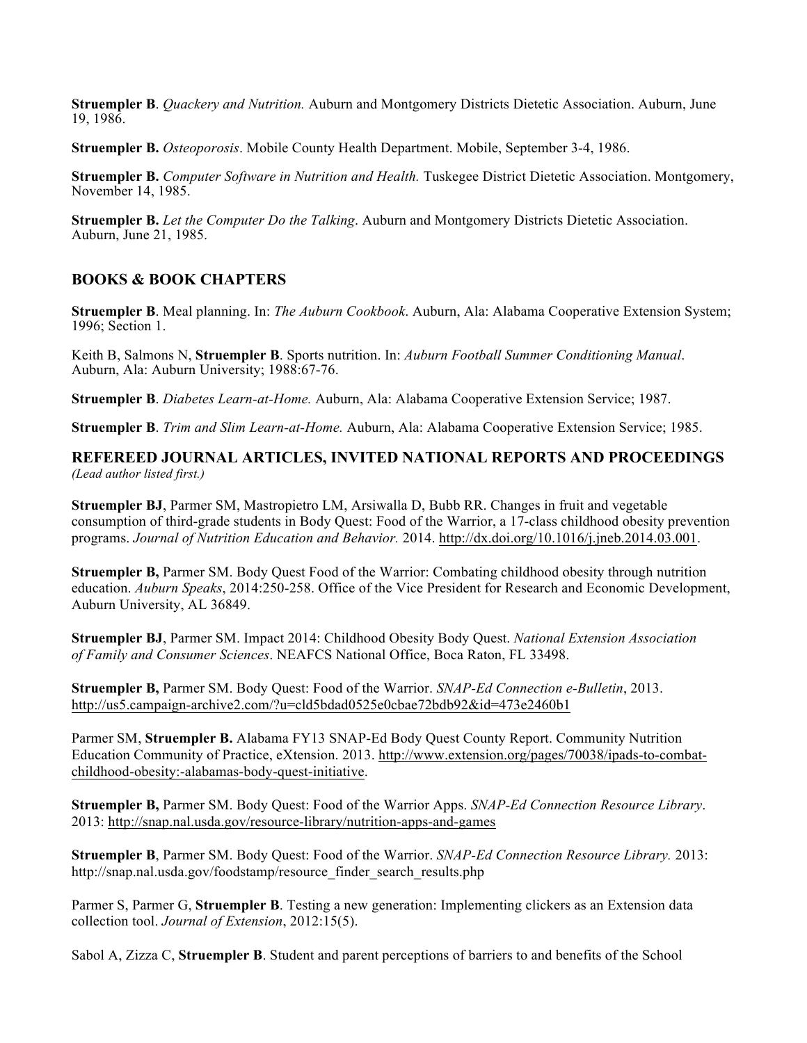**Struempler B**. *Quackery and Nutrition.* Auburn and Montgomery Districts Dietetic Association. Auburn, June 19, 1986.

**Struempler B.** *Osteoporosis*. Mobile County Health Department. Mobile, September 3-4, 1986.

**Struempler B.** *Computer Software in Nutrition and Health.* Tuskegee District Dietetic Association. Montgomery, November 14, 1985.

**Struempler B.** *Let the Computer Do the Talking*. Auburn and Montgomery Districts Dietetic Association. Auburn, June 21, 1985.

## BOOKS & BOOK CHAPTERS

**Struempler B**. Meal planning. In: *The Auburn Cookbook*. Auburn, Ala: Alabama Cooperative Extension System; 1996; Section 1.

Keith B, Salmons N, **Struempler B**. Sports nutrition. In: *Auburn Football Summer Conditioning Manual*. Auburn, Ala: Auburn University; 1988:67-76.

**Struempler B**. *Diabetes Learn-at-Home.* Auburn, Ala: Alabama Cooperative Extension Service; 1987.

**Struempler B**. *Trim and Slim Learn-at-Home.* Auburn, Ala: Alabama Cooperative Extension Service; 1985.

## REFEREED JOURNAL ARTICLES, INVITED NATIONAL REPORTS AND PROCEEDINGS

*(Lead author listed first.)*

**Struempler BJ**, Parmer SM, Mastropietro LM, Arsiwalla D, Bubb RR. Changes in fruit and vegetable consumption of third-grade students in Body Quest: Food of the Warrior, a 17-class childhood obesity prevention programs. *Journal of Nutrition Education and Behavior.* 2014. http://dx.doi.org/10.1016/j.jneb.2014.03.001.

**Struempler B,** Parmer SM. Body Quest Food of the Warrior: Combating childhood obesity through nutrition education. *Auburn Speaks*, 2014:250-258. Office of the Vice President for Research and Economic Development, Auburn University, AL 36849.

**Struempler BJ**, Parmer SM. Impact 2014: Childhood Obesity Body Quest. *National Extension Association of Family and Consumer Sciences*. NEAFCS National Office, Boca Raton, FL 33498.

**Struempler B,** Parmer SM. Body Quest: Food of the Warrior. *SNAP-Ed Connection e-Bulletin*, 2013. http://us5.campaign-archive2.com/?u=cld5bdad0525e0cbae72bdb92&id=473e2460b1

Parmer SM, **Struempler B.** Alabama FY13 SNAP-Ed Body Quest County Report. Community Nutrition Education Community of Practice, eXtension. 2013. http://www.extension.org/pages/70038/ipads-to-combat-childhood-obesity:-alabamas-body-quest-initiative.

**Struempler B,** Parmer SM. Body Quest: Food of the Warrior Apps. *SNAP-Ed Connection Resource Library*. 2013: http://snap.nal.usda.gov/resource-library/nutrition-apps-and-games

**Struempler B**, Parmer SM. Body Quest: Food of the Warrior. *SNAP-Ed Connection Resource Library.* 2013: http://snap.nal.usda.gov/foodstamp/resource_finder_search_results.php

Parmer S, Parmer G, **Struempler B**. Testing a new generation: Implementing clickers as an Extension data collection tool. *Journal of Extension*, 2012:15(5).

Sabol A, Zizza C, **Struempler B**. Student and parent perceptions of barriers to and benefits of the School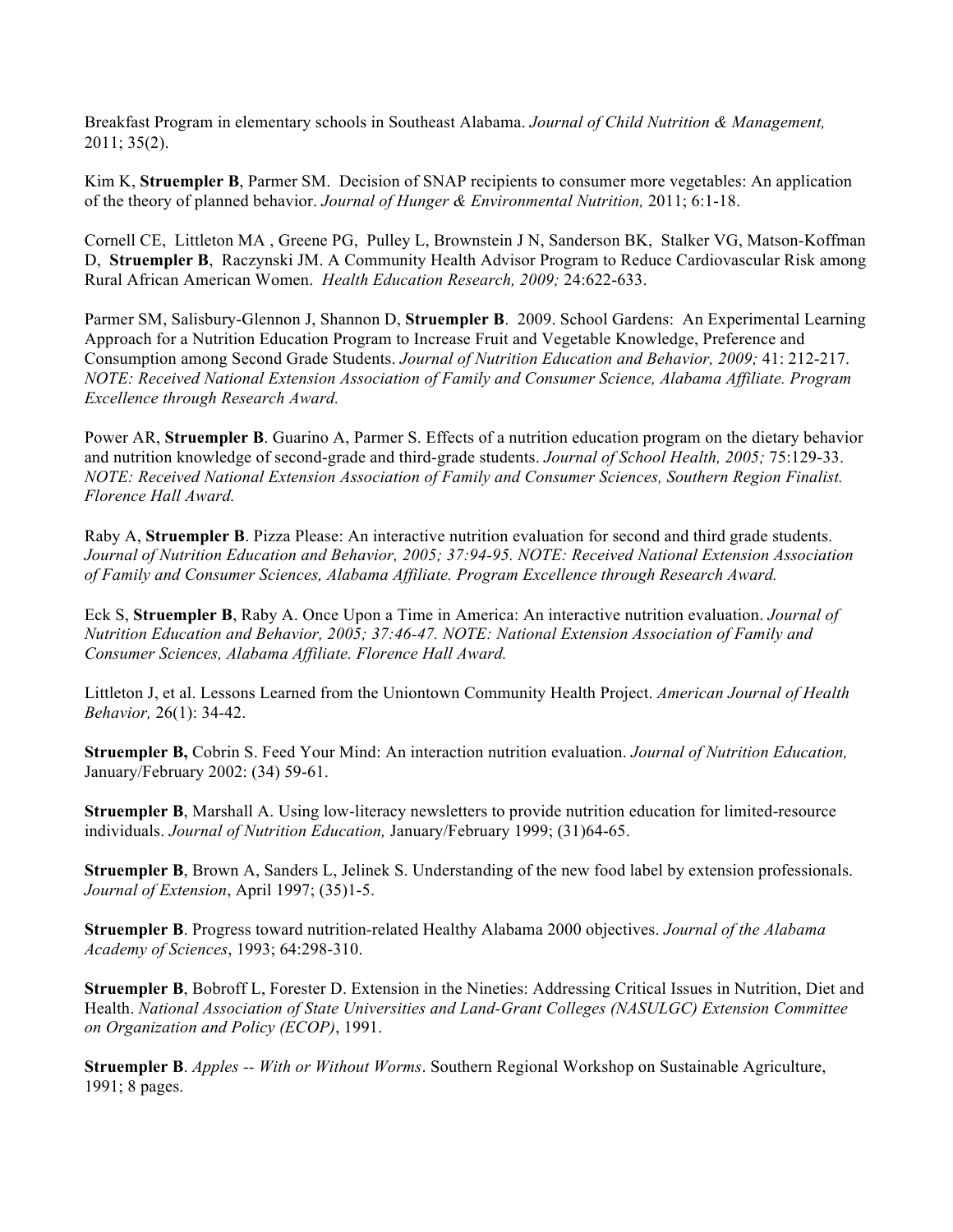Breakfast Program in elementary schools in Southeast Alabama. *Journal of Child Nutrition & Management,* 2011; 35(2).

Kim K, **Struempler B**, Parmer SM. Decision of SNAP recipients to consumer more vegetables: An application of the theory of planned behavior. *Journal of Hunger & Environmental Nutrition,* 2011; 6:1-18.

Cornell CE, Littleton MA , Greene PG, Pulley L, Brownstein J N, Sanderson BK, Stalker VG, Matson-Koffman D, **Struempler B**, Raczynski JM. A Community Health Advisor Program to Reduce Cardiovascular Risk among Rural African American Women. *Health Education Research, 2009;* 24:622-633.

Parmer SM, Salisbury-Glennon J, Shannon D, **Struempler B**. 2009. School Gardens: An Experimental Learning Approach for a Nutrition Education Program to Increase Fruit and Vegetable Knowledge, Preference and Consumption among Second Grade Students. *Journal of Nutrition Education and Behavior, 2009;* 41: 212-217. *NOTE: Received National Extension Association of Family and Consumer Science, Alabama Affiliate. Program Excellence through Research Award.*

Power AR, **Struempler B**. Guarino A, Parmer S. Effects of a nutrition education program on the dietary behavior and nutrition knowledge of second-grade and third-grade students. *Journal of School Health, 2005;* 75:129-33. *NOTE: Received National Extension Association of Family and Consumer Sciences, Southern Region Finalist. Florence Hall Award.*

Raby A, **Struempler B**. Pizza Please: An interactive nutrition evaluation for second and third grade students. *Journal of Nutrition Education and Behavior, 2005; 37:94-95. NOTE: Received National Extension Association of Family and Consumer Sciences, Alabama Affiliate. Program Excellence through Research Award.*

Eck S, **Struempler B**, Raby A. Once Upon a Time in America: An interactive nutrition evaluation. *Journal of Nutrition Education and Behavior, 2005; 37:46-47. NOTE: National Extension Association of Family and Consumer Sciences, Alabama Affiliate. Florence Hall Award.*

Littleton J, et al. Lessons Learned from the Uniontown Community Health Project. *American Journal of Health Behavior,* 26(1): 34-42.

**Struempler B,** Cobrin S. Feed Your Mind: An interaction nutrition evaluation. *Journal of Nutrition Education,* January/February 2002: (34) 59-61.

**Struempler B**, Marshall A. Using low-literacy newsletters to provide nutrition education for limited-resource individuals. *Journal of Nutrition Education,* January/February 1999; (31)64-65.

**Struempler B**, Brown A, Sanders L, Jelinek S. Understanding of the new food label by extension professionals. *Journal of Extension*, April 1997; (35)1-5.

**Struempler B**. Progress toward nutrition-related Healthy Alabama 2000 objectives. *Journal of the Alabama Academy of Sciences*, 1993; 64:298-310.

**Struempler B**, Bobroff L, Forester D. Extension in the Nineties: Addressing Critical Issues in Nutrition, Diet and Health. *National Association of State Universities and Land-Grant Colleges (NASULGC) Extension Committee on Organization and Policy (ECOP)*, 1991.

**Struempler B**. *Apples -- With or Without Worms*. Southern Regional Workshop on Sustainable Agriculture, 1991; 8 pages.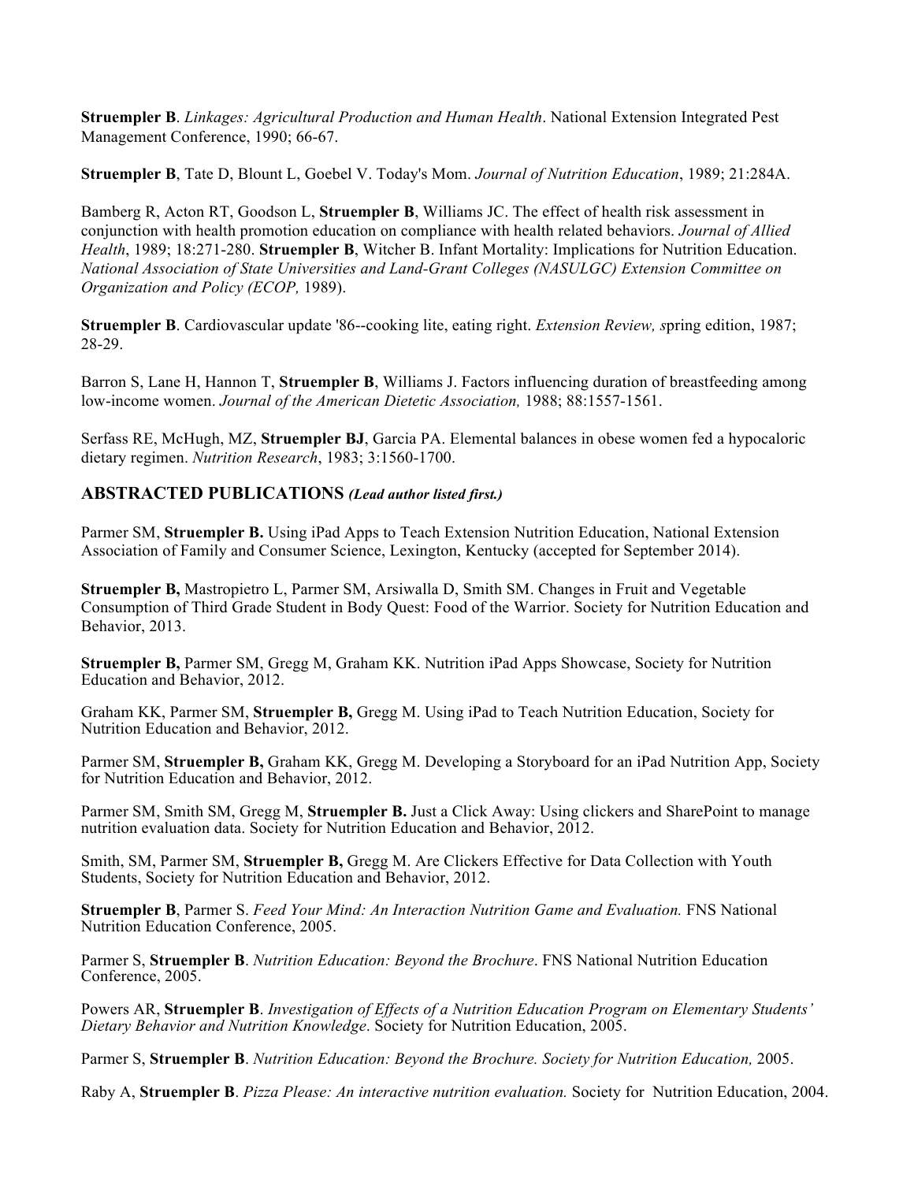**Struempler B**. *Linkages: Agricultural Production and Human Health*. National Extension Integrated Pest Management Conference, 1990; 66-67.

**Struempler B**, Tate D, Blount L, Goebel V. Today's Mom. *Journal of Nutrition Education*, 1989; 21:284A.

Bamberg R, Acton RT, Goodson L, **Struempler B**, Williams JC. The effect of health risk assessment in conjunction with health promotion education on compliance with health related behaviors. *Journal of Allied Health*, 1989; 18:271-280. **Struempler B**, Witcher B. Infant Mortality: Implications for Nutrition Education. *National Association of State Universities and Land-Grant Colleges (NASULGC) Extension Committee on Organization and Policy (ECOP,* 1989).

**Struempler B**. Cardiovascular update '86--cooking lite, eating right. *Extension Review, s*pring edition, 1987; 28-29.

Barron S, Lane H, Hannon T, **Struempler B**, Williams J. Factors influencing duration of breastfeeding among low-income women. *Journal of the American Dietetic Association,* 1988; 88:1557-1561.

Serfass RE, McHugh, MZ, **Struempler BJ**, Garcia PA. Elemental balances in obese women fed a hypocaloric dietary regimen. *Nutrition Research*, 1983; 3:1560-1700.

## ABSTRACTED PUBLICATIONS *(Lead author listed first.)*

Parmer SM, **Struempler B.** Using iPad Apps to Teach Extension Nutrition Education, National Extension Association of Family and Consumer Science, Lexington, Kentucky (accepted for September 2014).

**Struempler B,** Mastropietro L, Parmer SM, Arsiwalla D, Smith SM. Changes in Fruit and Vegetable Consumption of Third Grade Student in Body Quest: Food of the Warrior. Society for Nutrition Education and Behavior, 2013.

**Struempler B,** Parmer SM, Gregg M, Graham KK. Nutrition iPad Apps Showcase, Society for Nutrition Education and Behavior, 2012.

Graham KK, Parmer SM, **Struempler B,** Gregg M. Using iPad to Teach Nutrition Education, Society for Nutrition Education and Behavior, 2012.

Parmer SM, **Struempler B,** Graham KK, Gregg M. Developing a Storyboard for an iPad Nutrition App, Society for Nutrition Education and Behavior, 2012.

Parmer SM, Smith SM, Gregg M, **Struempler B.** Just a Click Away: Using clickers and SharePoint to manage nutrition evaluation data. Society for Nutrition Education and Behavior, 2012.

Smith, SM, Parmer SM, **Struempler B,** Gregg M. Are Clickers Effective for Data Collection with Youth Students, Society for Nutrition Education and Behavior, 2012.

**Struempler B**, Parmer S. *Feed Your Mind: An Interaction Nutrition Game and Evaluation.* FNS National Nutrition Education Conference, 2005.

Parmer S, **Struempler B**. *Nutrition Education: Beyond the Brochure*. FNS National Nutrition Education Conference, 2005.

Powers AR, **Struempler B**. *Investigation of Effects of a Nutrition Education Program on Elementary Students' Dietary Behavior and Nutrition Knowledge*. Society for Nutrition Education, 2005.

Parmer S, **Struempler B**. *Nutrition Education: Beyond the Brochure. Society for Nutrition Education,* 2005.

Raby A, **Struempler B**. *Pizza Please: An interactive nutrition evaluation.* Society for Nutrition Education, 2004.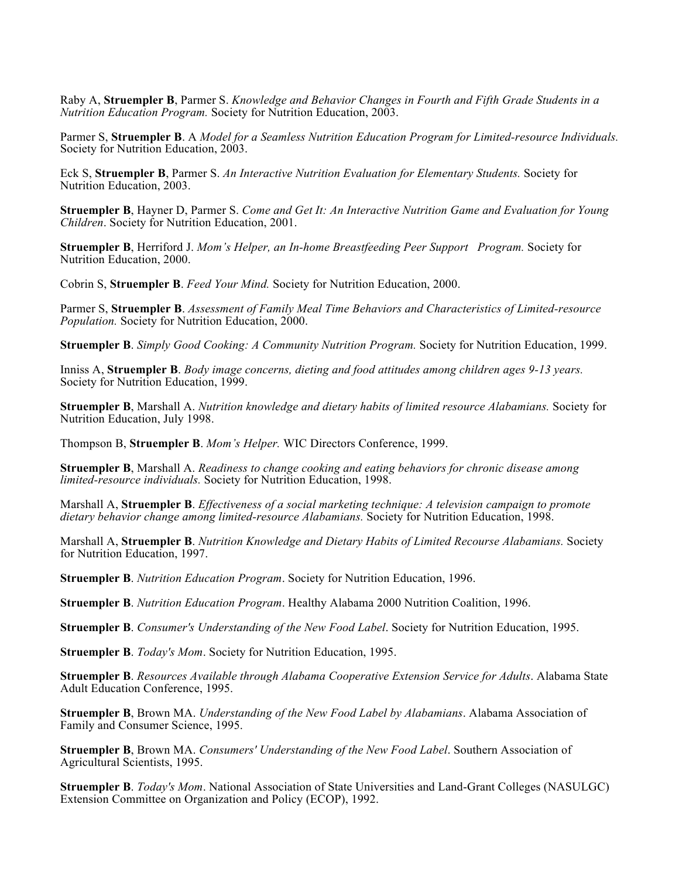Raby A, **Struempler B**, Parmer S. *Knowledge and Behavior Changes in Fourth and Fifth Grade Students in a Nutrition Education Program.* Society for Nutrition Education, 2003.

Parmer S, **Struempler B**. A *Model for a Seamless Nutrition Education Program for Limited-resource Individuals.* Society for Nutrition Education, 2003.

Eck S, **Struempler B**, Parmer S. *An Interactive Nutrition Evaluation for Elementary Students.* Society for Nutrition Education, 2003.

**Struempler B**, Hayner D, Parmer S. *Come and Get It: An Interactive Nutrition Game and Evaluation for Young Children*. Society for Nutrition Education, 2001.

**Struempler B**, Herriford J. *Mom's Helper, an In-home Breastfeeding Peer Support Program.* Society for Nutrition Education, 2000.

Cobrin S, **Struempler B**. *Feed Your Mind.* Society for Nutrition Education, 2000.

Parmer S, **Struempler B**. *Assessment of Family Meal Time Behaviors and Characteristics of Limited-resource Population.* Society for Nutrition Education, 2000.

**Struempler B**. *Simply Good Cooking: A Community Nutrition Program.* Society for Nutrition Education, 1999.

Inniss A, **Struempler B**. *Body image concerns, dieting and food attitudes among children ages 9-13 years.* Society for Nutrition Education, 1999.

**Struempler B**, Marshall A. *Nutrition knowledge and dietary habits of limited resource Alabamians.* Society for Nutrition Education, July 1998.

Thompson B, **Struempler B**. *Mom's Helper.* WIC Directors Conference, 1999.

**Struempler B**, Marshall A. *Readiness to change cooking and eating behaviors for chronic disease among limited-resource individuals.* Society for Nutrition Education, 1998.

Marshall A, **Struempler B**. *Effectiveness of a social marketing technique: A television campaign to promote dietary behavior change among limited-resource Alabamians.* Society for Nutrition Education, 1998.

Marshall A, **Struempler B**. *Nutrition Knowledge and Dietary Habits of Limited Recourse Alabamians.* Society for Nutrition Education, 1997.

**Struempler B**. *Nutrition Education Program*. Society for Nutrition Education, 1996.

**Struempler B**. *Nutrition Education Program*. Healthy Alabama 2000 Nutrition Coalition, 1996.

**Struempler B**. *Consumer's Understanding of the New Food Label*. Society for Nutrition Education, 1995.

**Struempler B**. *Today's Mom*. Society for Nutrition Education, 1995.

**Struempler B**. *Resources Available through Alabama Cooperative Extension Service for Adults*. Alabama State Adult Education Conference, 1995.

**Struempler B**, Brown MA. *Understanding of the New Food Label by Alabamians*. Alabama Association of Family and Consumer Science, 1995.

**Struempler B**, Brown MA. *Consumers' Understanding of the New Food Label*. Southern Association of Agricultural Scientists, 1995.

**Struempler B**. *Today's Mom*. National Association of State Universities and Land-Grant Colleges (NASULGC) Extension Committee on Organization and Policy (ECOP), 1992.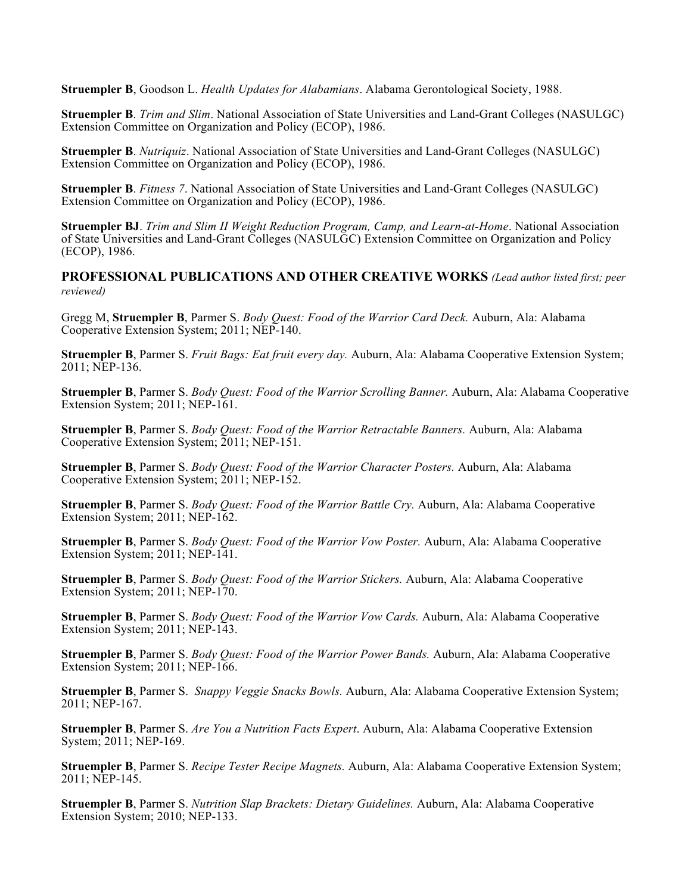**Struempler B**, Goodson L. *Health Updates for Alabamians*. Alabama Gerontological Society, 1988.

**Struempler B**. *Trim and Slim*. National Association of State Universities and Land-Grant Colleges (NASULGC) Extension Committee on Organization and Policy (ECOP), 1986.

**Struempler B**. *Nutriquiz*. National Association of State Universities and Land-Grant Colleges (NASULGC) Extension Committee on Organization and Policy (ECOP), 1986.

**Struempler B**. *Fitness 7*. National Association of State Universities and Land-Grant Colleges (NASULGC) Extension Committee on Organization and Policy (ECOP), 1986.

**Struempler BJ**. *Trim and Slim II Weight Reduction Program, Camp, and Learn-at-Home*. National Association of State Universities and Land-Grant Colleges (NASULGC) Extension Committee on Organization and Policy (ECOP), 1986.

## PROFESSIONAL PUBLICATIONS AND OTHER CREATIVE WORKS *(Lead author listed first; peer reviewed)*

Gregg M, **Struempler B**, Parmer S. *Body Quest: Food of the Warrior Card Deck.* Auburn, Ala: Alabama Cooperative Extension System; 2011; NEP-140.

**Struempler B**, Parmer S. *Fruit Bags: Eat fruit every day.* Auburn, Ala: Alabama Cooperative Extension System; 2011; NEP-136.

**Struempler B**, Parmer S. *Body Quest: Food of the Warrior Scrolling Banner.* Auburn, Ala: Alabama Cooperative Extension System; 2011; NEP-161.

**Struempler B**, Parmer S. *Body Quest: Food of the Warrior Retractable Banners.* Auburn, Ala: Alabama Cooperative Extension System; 2011; NEP-151.

**Struempler B**, Parmer S. *Body Quest: Food of the Warrior Character Posters.* Auburn, Ala: Alabama Cooperative Extension System; 2011; NEP-152.

**Struempler B**, Parmer S. *Body Quest: Food of the Warrior Battle Cry.* Auburn, Ala: Alabama Cooperative Extension System; 2011; NEP-162.

**Struempler B**, Parmer S. *Body Quest: Food of the Warrior Vow Poster.* Auburn, Ala: Alabama Cooperative Extension System; 2011; NEP-141.

**Struempler B**, Parmer S. *Body Quest: Food of the Warrior Stickers.* Auburn, Ala: Alabama Cooperative Extension System; 2011; NEP-170.

**Struempler B**, Parmer S. *Body Quest: Food of the Warrior Vow Cards.* Auburn, Ala: Alabama Cooperative Extension System; 2011; NEP-143.

**Struempler B**, Parmer S. *Body Quest: Food of the Warrior Power Bands.* Auburn, Ala: Alabama Cooperative Extension System; 2011; NEP-166.

**Struempler B**, Parmer S. *Snappy Veggie Snacks Bowls.* Auburn, Ala: Alabama Cooperative Extension System; 2011; NEP-167.

**Struempler B**, Parmer S. *Are You a Nutrition Facts Expert*. Auburn, Ala: Alabama Cooperative Extension System; 2011; NEP-169.

**Struempler B**, Parmer S. *Recipe Tester Recipe Magnets.* Auburn, Ala: Alabama Cooperative Extension System; 2011; NEP-145.

**Struempler B**, Parmer S. *Nutrition Slap Brackets: Dietary Guidelines.* Auburn, Ala: Alabama Cooperative Extension System; 2010; NEP-133.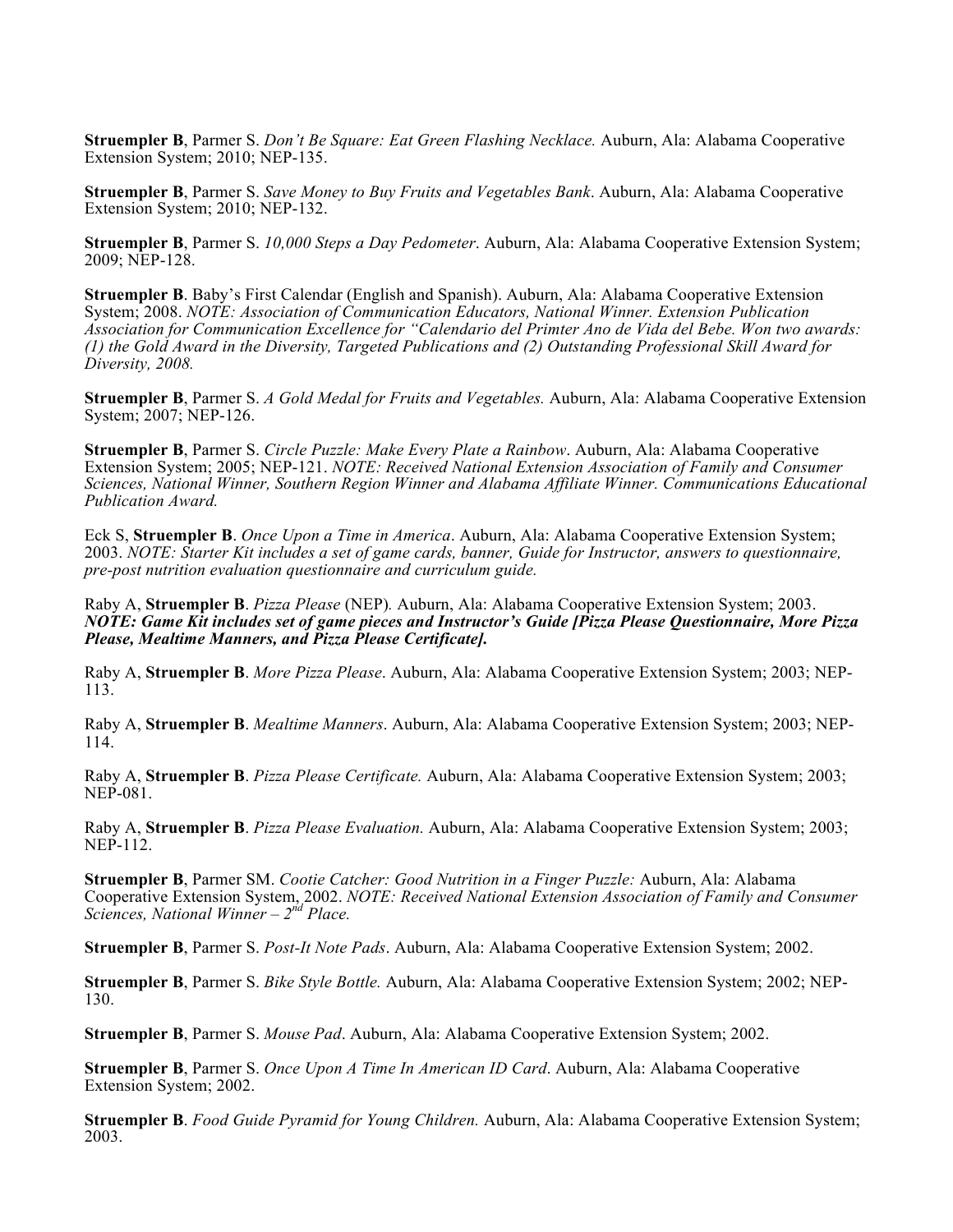**Struempler B**, Parmer S. *Don't Be Square: Eat Green Flashing Necklace.* Auburn, Ala: Alabama Cooperative Extension System; 2010; NEP-135.

**Struempler B**, Parmer S. *Save Money to Buy Fruits and Vegetables Bank*. Auburn, Ala: Alabama Cooperative Extension System; 2010; NEP-132.

**Struempler B**, Parmer S. *10,000 Steps a Day Pedometer*. Auburn, Ala: Alabama Cooperative Extension System; 2009; NEP-128.

**Struempler B**. Baby's First Calendar (English and Spanish). Auburn, Ala: Alabama Cooperative Extension System; 2008. *NOTE: Association of Communication Educators, National Winner. Extension Publication Association for Communication Excellence for "Calendario del Primter Ano de Vida del Bebe. Won two awards: (1) the Gold Award in the Diversity, Targeted Publications and (2) Outstanding Professional Skill Award for Diversity, 2008.*

**Struempler B**, Parmer S. *A Gold Medal for Fruits and Vegetables.* Auburn, Ala: Alabama Cooperative Extension System; 2007; NEP-126.

**Struempler B**, Parmer S. *Circle Puzzle: Make Every Plate a Rainbow*. Auburn, Ala: Alabama Cooperative Extension System; 2005; NEP-121. *NOTE: Received National Extension Association of Family and Consumer Sciences, National Winner, Southern Region Winner and Alabama Affiliate Winner. Communications Educational Publication Award.*

Eck S, **Struempler B**. *Once Upon a Time in America*. Auburn, Ala: Alabama Cooperative Extension System; 2003. *NOTE: Starter Kit includes a set of game cards, banner, Guide for Instructor, answers to questionnaire, pre-post nutrition evaluation questionnaire and curriculum guide.*

Raby A, **Struempler B**. *Pizza Please* (NEP). Auburn, Ala: Alabama Cooperative Extension System; 2003. ***NOTE: Game Kit includes set of game pieces and Instructor's Guide [Pizza Please Questionnaire, More Pizza Please, Mealtime Manners, and Pizza Please Certificate].***

Raby A, **Struempler B**. *More Pizza Please*. Auburn, Ala: Alabama Cooperative Extension System; 2003; NEP-113.

Raby A, **Struempler B**. *Mealtime Manners*. Auburn, Ala: Alabama Cooperative Extension System; 2003; NEP-114.

Raby A, **Struempler B**. *Pizza Please Certificate.* Auburn, Ala: Alabama Cooperative Extension System; 2003; NEP-081.

Raby A, **Struempler B**. *Pizza Please Evaluation.* Auburn, Ala: Alabama Cooperative Extension System; 2003; NEP-112.

**Struempler B**, Parmer SM. *Cootie Catcher: Good Nutrition in a Finger Puzzle:* Auburn, Ala: Alabama Cooperative Extension System, 2002. *NOTE: Received National Extension Association of Family and Consumer Sciences, National Winner – 2nd Place.*

**Struempler B**, Parmer S. *Post-It Note Pads*. Auburn, Ala: Alabama Cooperative Extension System; 2002.

**Struempler B**, Parmer S. *Bike Style Bottle.* Auburn, Ala: Alabama Cooperative Extension System; 2002; NEP-130.

**Struempler B**, Parmer S. *Mouse Pad*. Auburn, Ala: Alabama Cooperative Extension System; 2002.

**Struempler B**, Parmer S. *Once Upon A Time In American ID Card*. Auburn, Ala: Alabama Cooperative Extension System; 2002.

**Struempler B**. *Food Guide Pyramid for Young Children.* Auburn, Ala: Alabama Cooperative Extension System; 2003.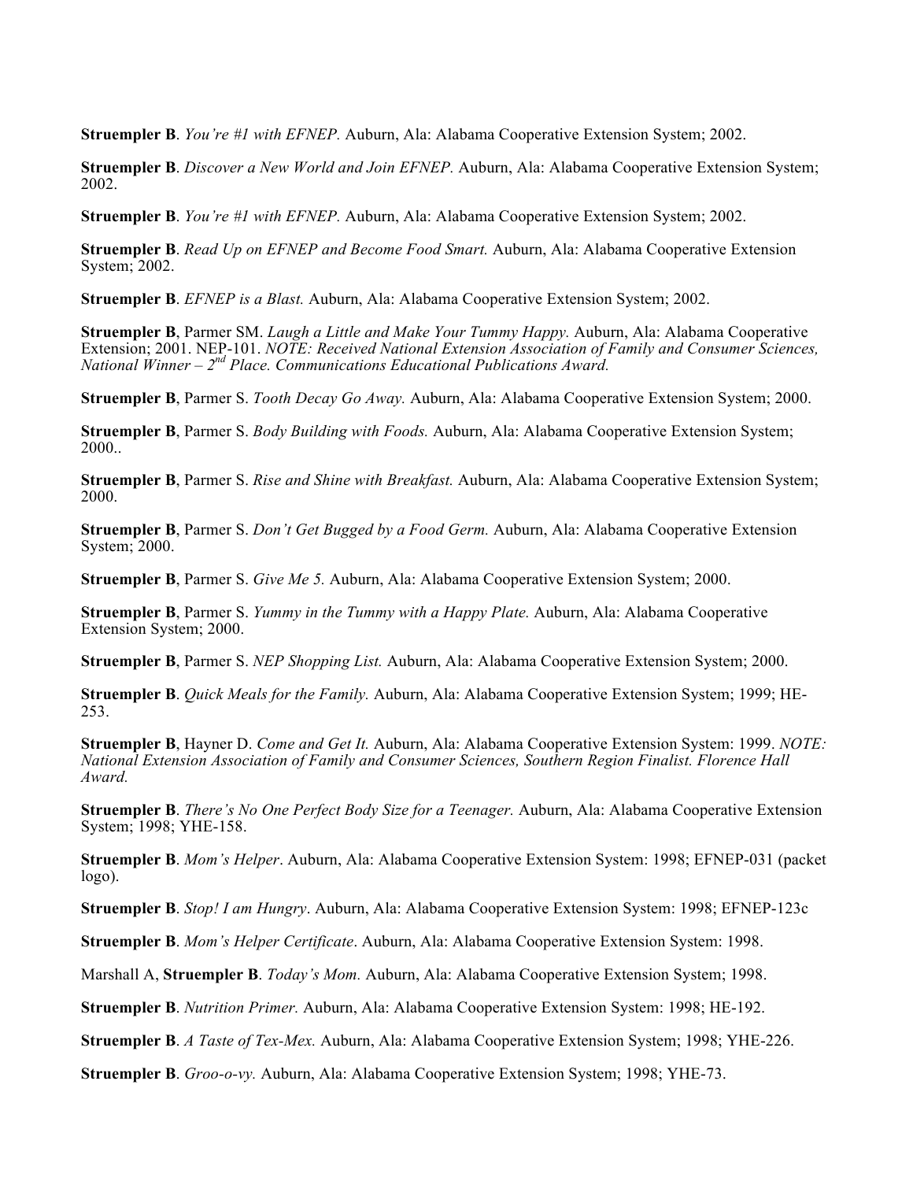**Struempler B**. *You're #1 with EFNEP.* Auburn, Ala: Alabama Cooperative Extension System; 2002.

**Struempler B**. *Discover a New World and Join EFNEP.* Auburn, Ala: Alabama Cooperative Extension System; 2002.

**Struempler B**. *You're #1 with EFNEP.* Auburn, Ala: Alabama Cooperative Extension System; 2002.

**Struempler B**. *Read Up on EFNEP and Become Food Smart.* Auburn, Ala: Alabama Cooperative Extension System; 2002.

**Struempler B**. *EFNEP is a Blast.* Auburn, Ala: Alabama Cooperative Extension System; 2002.

**Struempler B**, Parmer SM. *Laugh a Little and Make Your Tummy Happy.* Auburn, Ala: Alabama Cooperative Extension; 2001. NEP-101. *NOTE: Received National Extension Association of Family and Consumer Sciences, National Winner – 2nd Place. Communications Educational Publications Award.*

**Struempler B**, Parmer S. *Tooth Decay Go Away.* Auburn, Ala: Alabama Cooperative Extension System; 2000.

**Struempler B**, Parmer S. *Body Building with Foods.* Auburn, Ala: Alabama Cooperative Extension System; 2000..

**Struempler B**, Parmer S. *Rise and Shine with Breakfast.* Auburn, Ala: Alabama Cooperative Extension System; 2000.

**Struempler B**, Parmer S. *Don't Get Bugged by a Food Germ.* Auburn, Ala: Alabama Cooperative Extension System; 2000.

**Struempler B**, Parmer S. *Give Me 5.* Auburn, Ala: Alabama Cooperative Extension System; 2000.

**Struempler B**, Parmer S. *Yummy in the Tummy with a Happy Plate.* Auburn, Ala: Alabama Cooperative Extension System; 2000.

**Struempler B**, Parmer S. *NEP Shopping List.* Auburn, Ala: Alabama Cooperative Extension System; 2000.

**Struempler B**. *Quick Meals for the Family.* Auburn, Ala: Alabama Cooperative Extension System; 1999; HE-253.

**Struempler B**, Hayner D. *Come and Get It.* Auburn, Ala: Alabama Cooperative Extension System: 1999. *NOTE: National Extension Association of Family and Consumer Sciences, Southern Region Finalist. Florence Hall Award.*

**Struempler B**. *There's No One Perfect Body Size for a Teenager.* Auburn, Ala: Alabama Cooperative Extension System; 1998; YHE-158.

**Struempler B**. *Mom's Helper*. Auburn, Ala: Alabama Cooperative Extension System: 1998; EFNEP-031 (packet logo).

**Struempler B**. *Stop! I am Hungry*. Auburn, Ala: Alabama Cooperative Extension System: 1998; EFNEP-123c

**Struempler B**. *Mom's Helper Certificate*. Auburn, Ala: Alabama Cooperative Extension System: 1998.

Marshall A, **Struempler B**. *Today's Mom.* Auburn, Ala: Alabama Cooperative Extension System; 1998.

**Struempler B**. *Nutrition Primer.* Auburn, Ala: Alabama Cooperative Extension System: 1998; HE-192.

**Struempler B**. *A Taste of Tex-Mex.* Auburn, Ala: Alabama Cooperative Extension System; 1998; YHE-226.

**Struempler B**. *Groo-o-vy.* Auburn, Ala: Alabama Cooperative Extension System; 1998; YHE-73.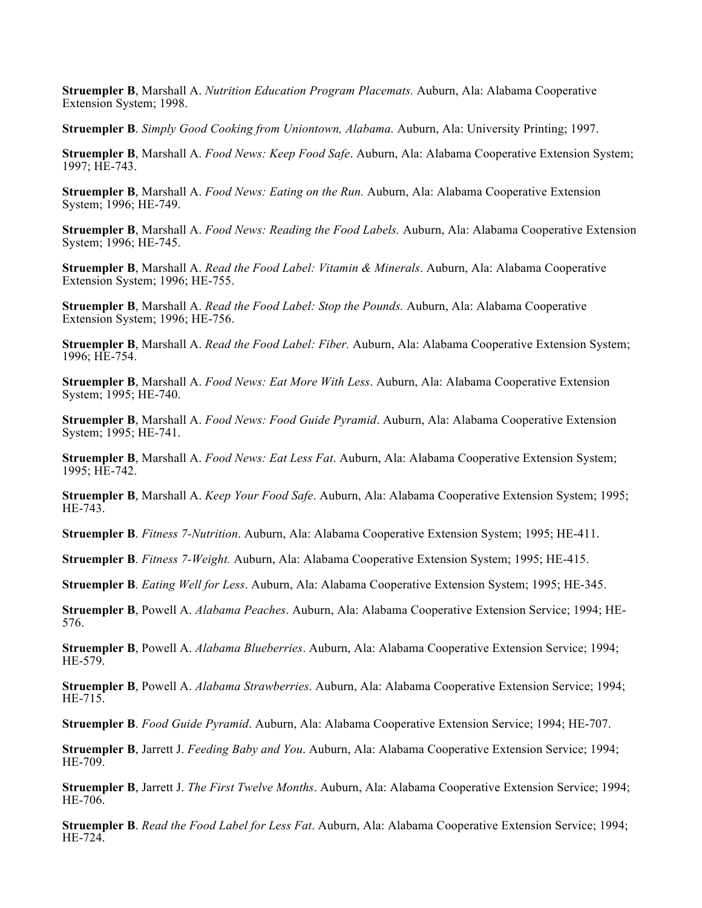**Struempler B**, Marshall A. *Nutrition Education Program Placemats.* Auburn, Ala: Alabama Cooperative Extension System; 1998.

**Struempler B**. *Simply Good Cooking from Uniontown, Alabama.* Auburn, Ala: University Printing; 1997.

**Struempler B**, Marshall A. *Food News: Keep Food Safe*. Auburn, Ala: Alabama Cooperative Extension System; 1997; HE-743.

**Struempler B**, Marshall A. *Food News: Eating on the Run.* Auburn, Ala: Alabama Cooperative Extension System; 1996; HE-749.

**Struempler B**, Marshall A. *Food News: Reading the Food Labels.* Auburn, Ala: Alabama Cooperative Extension System; 1996; HE-745.

**Struempler B**, Marshall A. *Read the Food Label: Vitamin & Minerals*. Auburn, Ala: Alabama Cooperative Extension System; 1996; HE-755.

**Struempler B**, Marshall A. *Read the Food Label: Stop the Pounds.* Auburn, Ala: Alabama Cooperative Extension System; 1996; HE-756.

**Struempler B**, Marshall A. *Read the Food Label: Fiber.* Auburn, Ala: Alabama Cooperative Extension System; 1996; HE-754.

**Struempler B**, Marshall A. *Food News: Eat More With Less*. Auburn, Ala: Alabama Cooperative Extension System; 1995; HE-740.

**Struempler B**, Marshall A. *Food News: Food Guide Pyramid*. Auburn, Ala: Alabama Cooperative Extension System; 1995; HE-741.

**Struempler B**, Marshall A. *Food News: Eat Less Fat*. Auburn, Ala: Alabama Cooperative Extension System; 1995; HE-742.

**Struempler B**, Marshall A. *Keep Your Food Safe*. Auburn, Ala: Alabama Cooperative Extension System; 1995; HE-743.

**Struempler B**. *Fitness 7-Nutrition*. Auburn, Ala: Alabama Cooperative Extension System; 1995; HE-411.

**Struempler B**. *Fitness 7-Weight.* Auburn, Ala: Alabama Cooperative Extension System; 1995; HE-415.

**Struempler B**. *Eating Well for Less*. Auburn, Ala: Alabama Cooperative Extension System; 1995; HE-345.

**Struempler B**, Powell A. *Alabama Peaches*. Auburn, Ala: Alabama Cooperative Extension Service; 1994; HE-576.

**Struempler B**, Powell A. *Alabama Blueberries*. Auburn, Ala: Alabama Cooperative Extension Service; 1994; HE-579.

**Struempler B**, Powell A. *Alabama Strawberries*. Auburn, Ala: Alabama Cooperative Extension Service; 1994; HE-715.

**Struempler B**. *Food Guide Pyramid*. Auburn, Ala: Alabama Cooperative Extension Service; 1994; HE-707.

**Struempler B**, Jarrett J. *Feeding Baby and You*. Auburn, Ala: Alabama Cooperative Extension Service; 1994; HE-709.

**Struempler B**, Jarrett J. *The First Twelve Months*. Auburn, Ala: Alabama Cooperative Extension Service; 1994; HE-706.

**Struempler B**. *Read the Food Label for Less Fat*. Auburn, Ala: Alabama Cooperative Extension Service; 1994; HE-724.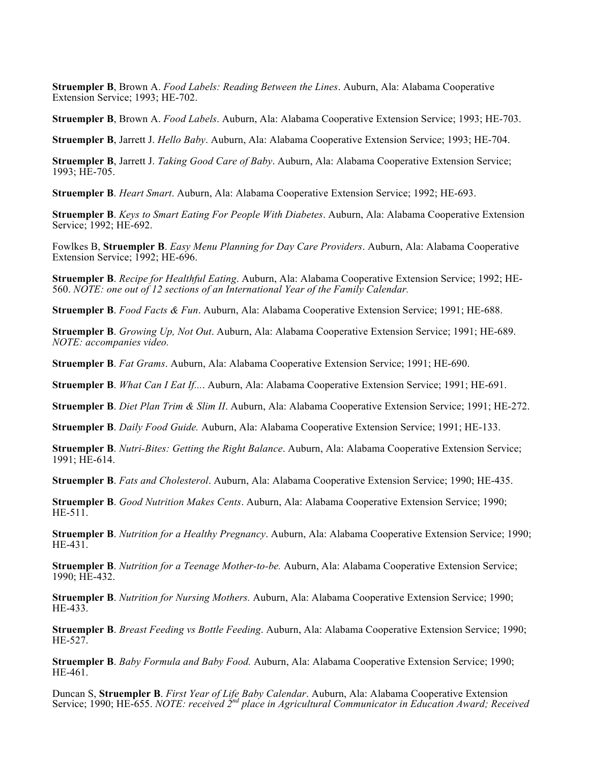**Struempler B**, Brown A. *Food Labels: Reading Between the Lines*. Auburn, Ala: Alabama Cooperative Extension Service; 1993; HE-702.

**Struempler B**, Brown A. *Food Labels*. Auburn, Ala: Alabama Cooperative Extension Service; 1993; HE-703.

**Struempler B**, Jarrett J. *Hello Baby*. Auburn, Ala: Alabama Cooperative Extension Service; 1993; HE-704.

**Struempler B**, Jarrett J. *Taking Good Care of Baby*. Auburn, Ala: Alabama Cooperative Extension Service; 1993; HE-705.

**Struempler B**. *Heart Smart*. Auburn, Ala: Alabama Cooperative Extension Service; 1992; HE-693.

**Struempler B**. *Keys to Smart Eating For People With Diabetes*. Auburn, Ala: Alabama Cooperative Extension Service; 1992; HE-692.

Fowlkes B, **Struempler B**. *Easy Menu Planning for Day Care Providers*. Auburn, Ala: Alabama Cooperative Extension Service; 1992; HE-696.

**Struempler B**. *Recipe for Healthful Eating*. Auburn, Ala: Alabama Cooperative Extension Service; 1992; HE-560. *NOTE: one out of 12 sections of an International Year of the Family Calendar.*

**Struempler B**. *Food Facts & Fun*. Auburn, Ala: Alabama Cooperative Extension Service; 1991; HE-688.

**Struempler B**. *Growing Up, Not Out*. Auburn, Ala: Alabama Cooperative Extension Service; 1991; HE-689. *NOTE: accompanies video.*

**Struempler B**. *Fat Grams*. Auburn, Ala: Alabama Cooperative Extension Service; 1991; HE-690.

**Struempler B**. *What Can I Eat If....* Auburn, Ala: Alabama Cooperative Extension Service; 1991; HE-691.

**Struempler B**. *Diet Plan Trim & Slim II*. Auburn, Ala: Alabama Cooperative Extension Service; 1991; HE-272.

**Struempler B**. *Daily Food Guide.* Auburn, Ala: Alabama Cooperative Extension Service; 1991; HE-133.

**Struempler B**. *Nutri-Bites: Getting the Right Balance*. Auburn, Ala: Alabama Cooperative Extension Service; 1991; HE-614.

**Struempler B**. *Fats and Cholesterol*. Auburn, Ala: Alabama Cooperative Extension Service; 1990; HE-435.

**Struempler B**. *Good Nutrition Makes Cents*. Auburn, Ala: Alabama Cooperative Extension Service; 1990; HE-511.

**Struempler B**. *Nutrition for a Healthy Pregnancy*. Auburn, Ala: Alabama Cooperative Extension Service; 1990; HE-431.

**Struempler B**. *Nutrition for a Teenage Mother-to-be.* Auburn, Ala: Alabama Cooperative Extension Service; 1990; HE-432.

**Struempler B**. *Nutrition for Nursing Mothers.* Auburn, Ala: Alabama Cooperative Extension Service; 1990; HE-433.

**Struempler B**. *Breast Feeding vs Bottle Feeding*. Auburn, Ala: Alabama Cooperative Extension Service; 1990; HE-527.

**Struempler B**. *Baby Formula and Baby Food.* Auburn, Ala: Alabama Cooperative Extension Service; 1990; HE-461.

Duncan S, **Struempler B**. *First Year of Life Baby Calendar*. Auburn, Ala: Alabama Cooperative Extension Service; 1990; HE-655. *NOTE: received 2nd place in Agricultural Communicator in Education Award; Received*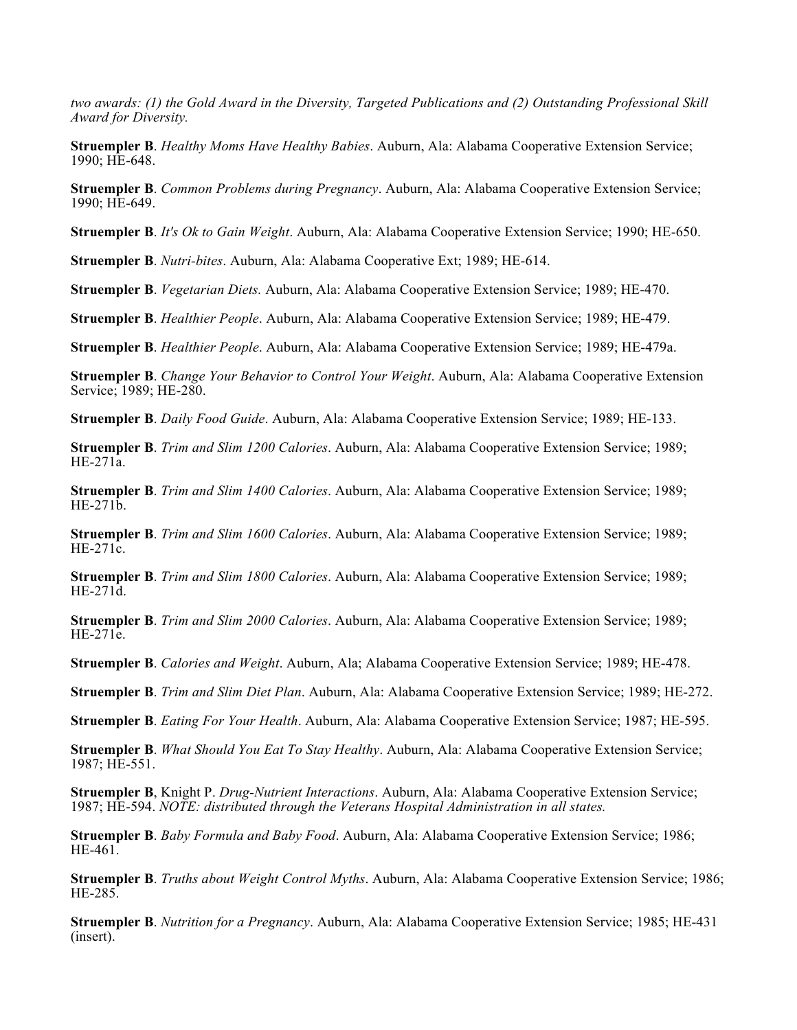*two awards: (1) the Gold Award in the Diversity, Targeted Publications and (2) Outstanding Professional Skill Award for Diversity.*

**Struempler B**. *Healthy Moms Have Healthy Babies*. Auburn, Ala: Alabama Cooperative Extension Service; 1990; HE-648.

**Struempler B**. *Common Problems during Pregnancy*. Auburn, Ala: Alabama Cooperative Extension Service; 1990; HE-649.

**Struempler B**. *It's Ok to Gain Weight*. Auburn, Ala: Alabama Cooperative Extension Service; 1990; HE-650.

**Struempler B**. *Nutri-bites*. Auburn, Ala: Alabama Cooperative Ext; 1989; HE-614.

**Struempler B**. *Vegetarian Diets.* Auburn, Ala: Alabama Cooperative Extension Service; 1989; HE-470.

**Struempler B**. *Healthier People*. Auburn, Ala: Alabama Cooperative Extension Service; 1989; HE-479.

**Struempler B**. *Healthier People*. Auburn, Ala: Alabama Cooperative Extension Service; 1989; HE-479a.

**Struempler B**. *Change Your Behavior to Control Your Weight*. Auburn, Ala: Alabama Cooperative Extension Service; 1989; HE-280.

**Struempler B**. *Daily Food Guide*. Auburn, Ala: Alabama Cooperative Extension Service; 1989; HE-133.

**Struempler B**. *Trim and Slim 1200 Calories*. Auburn, Ala: Alabama Cooperative Extension Service; 1989; HE-271a.

**Struempler B**. *Trim and Slim 1400 Calories*. Auburn, Ala: Alabama Cooperative Extension Service; 1989; HE-271b.

**Struempler B**. *Trim and Slim 1600 Calories*. Auburn, Ala: Alabama Cooperative Extension Service; 1989; HE-271c.

**Struempler B**. *Trim and Slim 1800 Calories*. Auburn, Ala: Alabama Cooperative Extension Service; 1989; HE-271d.

**Struempler B**. *Trim and Slim 2000 Calories*. Auburn, Ala: Alabama Cooperative Extension Service; 1989; HE-271e.

**Struempler B**. *Calories and Weight*. Auburn, Ala; Alabama Cooperative Extension Service; 1989; HE-478.

**Struempler B**. *Trim and Slim Diet Plan*. Auburn, Ala: Alabama Cooperative Extension Service; 1989; HE-272.

**Struempler B**. *Eating For Your Health*. Auburn, Ala: Alabama Cooperative Extension Service; 1987; HE-595.

**Struempler B**. *What Should You Eat To Stay Healthy*. Auburn, Ala: Alabama Cooperative Extension Service; 1987; HE-551.

**Struempler B**, Knight P. *Drug-Nutrient Interactions*. Auburn, Ala: Alabama Cooperative Extension Service; 1987; HE-594. *NOTE: distributed through the Veterans Hospital Administration in all states.*

**Struempler B**. *Baby Formula and Baby Food*. Auburn, Ala: Alabama Cooperative Extension Service; 1986; HE-461.

**Struempler B**. *Truths about Weight Control Myths*. Auburn, Ala: Alabama Cooperative Extension Service; 1986; HE-285.

**Struempler B**. *Nutrition for a Pregnancy*. Auburn, Ala: Alabama Cooperative Extension Service; 1985; HE-431 (insert).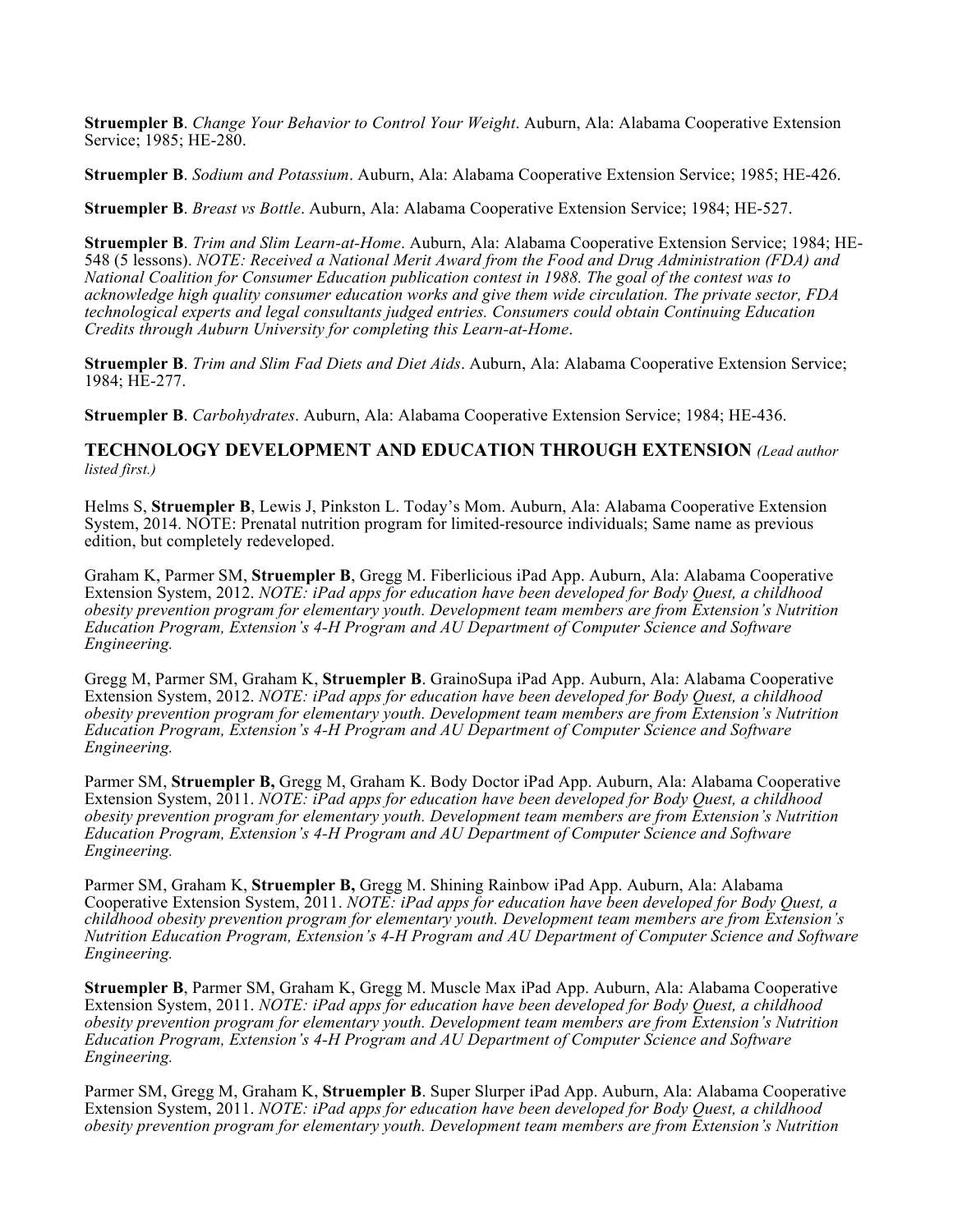**Struempler B**. *Change Your Behavior to Control Your Weight*. Auburn, Ala: Alabama Cooperative Extension Service; 1985; HE-280.

**Struempler B**. *Sodium and Potassium*. Auburn, Ala: Alabama Cooperative Extension Service; 1985; HE-426.

**Struempler B**. *Breast vs Bottle*. Auburn, Ala: Alabama Cooperative Extension Service; 1984; HE-527.

**Struempler B**. *Trim and Slim Learn-at-Home*. Auburn, Ala: Alabama Cooperative Extension Service; 1984; HE-548 (5 lessons). *NOTE: Received a National Merit Award from the Food and Drug Administration (FDA) and National Coalition for Consumer Education publication contest in 1988. The goal of the contest was to acknowledge high quality consumer education works and give them wide circulation. The private sector, FDA technological experts and legal consultants judged entries. Consumers could obtain Continuing Education Credits through Auburn University for completing this Learn-at-Home*.

**Struempler B**. *Trim and Slim Fad Diets and Diet Aids*. Auburn, Ala: Alabama Cooperative Extension Service; 1984; HE-277.

**Struempler B**. *Carbohydrates*. Auburn, Ala: Alabama Cooperative Extension Service; 1984; HE-436.

## TECHNOLOGY DEVELOPMENT AND EDUCATION THROUGH EXTENSION *(Lead author listed first.)*

Helms S, **Struempler B**, Lewis J, Pinkston L. Today's Mom. Auburn, Ala: Alabama Cooperative Extension System, 2014. NOTE: Prenatal nutrition program for limited-resource individuals; Same name as previous edition, but completely redeveloped.

Graham K, Parmer SM, **Struempler B**, Gregg M. Fiberlicious iPad App. Auburn, Ala: Alabama Cooperative Extension System, 2012. *NOTE: iPad apps for education have been developed for Body Quest, a childhood obesity prevention program for elementary youth. Development team members are from Extension's Nutrition Education Program, Extension's 4-H Program and AU Department of Computer Science and Software Engineering.*

Gregg M, Parmer SM, Graham K, **Struempler B**. GrainoSupa iPad App. Auburn, Ala: Alabama Cooperative Extension System, 2012. *NOTE: iPad apps for education have been developed for Body Quest, a childhood obesity prevention program for elementary youth. Development team members are from Extension's Nutrition Education Program, Extension's 4-H Program and AU Department of Computer Science and Software Engineering.*

Parmer SM, **Struempler B,** Gregg M, Graham K. Body Doctor iPad App. Auburn, Ala: Alabama Cooperative Extension System, 2011. *NOTE: iPad apps for education have been developed for Body Quest, a childhood obesity prevention program for elementary youth. Development team members are from Extension's Nutrition Education Program, Extension's 4-H Program and AU Department of Computer Science and Software Engineering.*

Parmer SM, Graham K, **Struempler B,** Gregg M. Shining Rainbow iPad App. Auburn, Ala: Alabama Cooperative Extension System, 2011. *NOTE: iPad apps for education have been developed for Body Quest, a childhood obesity prevention program for elementary youth. Development team members are from Extension's Nutrition Education Program, Extension's 4-H Program and AU Department of Computer Science and Software Engineering.*

**Struempler B**, Parmer SM, Graham K, Gregg M. Muscle Max iPad App. Auburn, Ala: Alabama Cooperative Extension System, 2011. *NOTE: iPad apps for education have been developed for Body Quest, a childhood obesity prevention program for elementary youth. Development team members are from Extension's Nutrition Education Program, Extension's 4-H Program and AU Department of Computer Science and Software Engineering.*

Parmer SM, Gregg M, Graham K, **Struempler B**. Super Slurper iPad App. Auburn, Ala: Alabama Cooperative Extension System, 2011. *NOTE: iPad apps for education have been developed for Body Quest, a childhood obesity prevention program for elementary youth. Development team members are from Extension's Nutrition*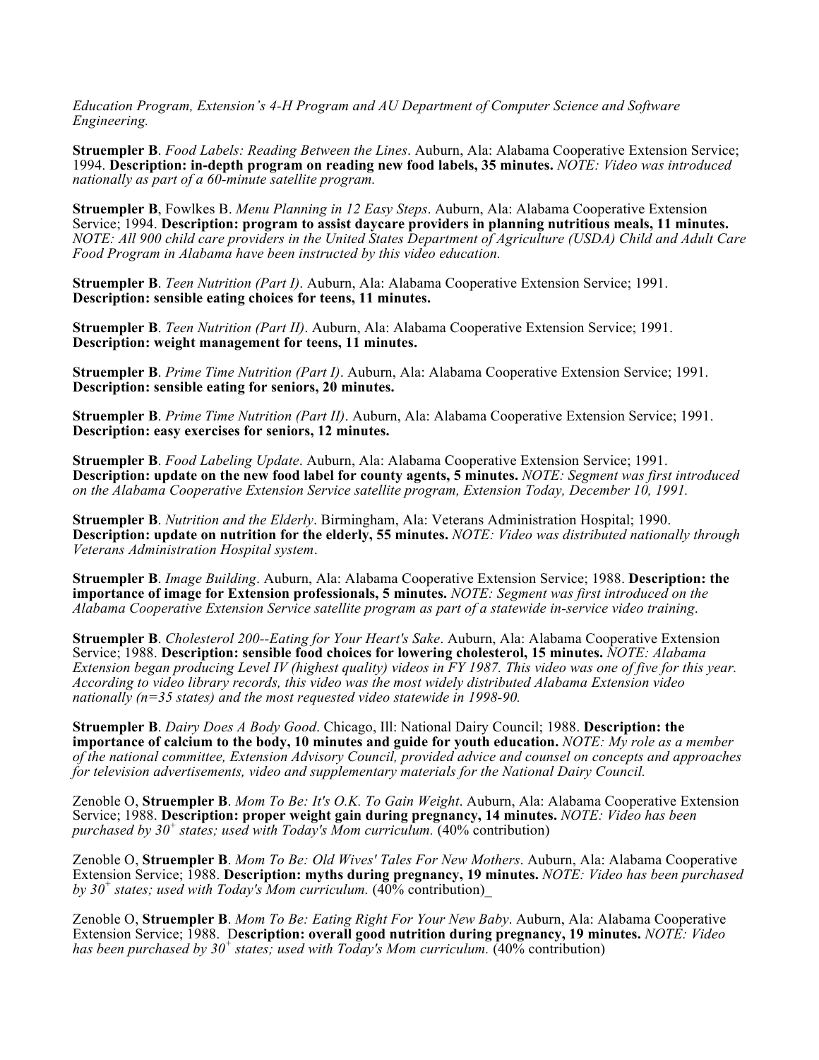*Education Program, Extension's 4-H Program and AU Department of Computer Science and Software Engineering.*

**Struempler B**. *Food Labels: Reading Between the Lines*. Auburn, Ala: Alabama Cooperative Extension Service; 1994. **Description: in-depth program on reading new food labels, 35 minutes.** *NOTE: Video was introduced nationally as part of a 60-minute satellite program.*

**Struempler B**, Fowlkes B. *Menu Planning in 12 Easy Steps*. Auburn, Ala: Alabama Cooperative Extension Service; 1994. **Description: program to assist daycare providers in planning nutritious meals, 11 minutes.** *NOTE: All 900 child care providers in the United States Department of Agriculture (USDA) Child and Adult Care Food Program in Alabama have been instructed by this video education.*

**Struempler B**. *Teen Nutrition (Part I)*. Auburn, Ala: Alabama Cooperative Extension Service; 1991. **Description: sensible eating choices for teens, 11 minutes.**

**Struempler B**. *Teen Nutrition (Part II)*. Auburn, Ala: Alabama Cooperative Extension Service; 1991. **Description: weight management for teens, 11 minutes.**

**Struempler B**. *Prime Time Nutrition (Part I)*. Auburn, Ala: Alabama Cooperative Extension Service; 1991. **Description: sensible eating for seniors, 20 minutes.**

**Struempler B**. *Prime Time Nutrition (Part II)*. Auburn, Ala: Alabama Cooperative Extension Service; 1991. **Description: easy exercises for seniors, 12 minutes.**

**Struempler B**. *Food Labeling Update*. Auburn, Ala: Alabama Cooperative Extension Service; 1991. **Description: update on the new food label for county agents, 5 minutes.** *NOTE: Segment was first introduced on the Alabama Cooperative Extension Service satellite program, Extension Today, December 10, 1991.*

**Struempler B**. *Nutrition and the Elderly*. Birmingham, Ala: Veterans Administration Hospital; 1990. **Description: update on nutrition for the elderly, 55 minutes.** *NOTE: Video was distributed nationally through Veterans Administration Hospital system*.

**Struempler B**. *Image Building*. Auburn, Ala: Alabama Cooperative Extension Service; 1988. **Description: the importance of image for Extension professionals, 5 minutes.** *NOTE: Segment was first introduced on the Alabama Cooperative Extension Service satellite program as part of a statewide in-service video training*.

**Struempler B**. *Cholesterol 200--Eating for Your Heart's Sake*. Auburn, Ala: Alabama Cooperative Extension Service; 1988. **Description: sensible food choices for lowering cholesterol, 15 minutes.** *NOTE: Alabama Extension began producing Level IV (highest quality) videos in FY 1987. This video was one of five for this year. According to video library records, this video was the most widely distributed Alabama Extension video nationally (n=35 states) and the most requested video statewide in 1998-90.*

**Struempler B**. *Dairy Does A Body Good*. Chicago, Ill: National Dairy Council; 1988. **Description: the importance of calcium to the body, 10 minutes and guide for youth education.** *NOTE: My role as a member of the national committee, Extension Advisory Council, provided advice and counsel on concepts and approaches for television advertisements, video and supplementary materials for the National Dairy Council.*

Zenoble O, **Struempler B**. *Mom To Be: It's O.K. To Gain Weight*. Auburn, Ala: Alabama Cooperative Extension Service; 1988. **Description: proper weight gain during pregnancy, 14 minutes.** *NOTE: Video has been purchased by 30+ states; used with Today's Mom curriculum.* (40% contribution)

Zenoble O, **Struempler B**. *Mom To Be: Old Wives' Tales For New Mothers*. Auburn, Ala: Alabama Cooperative Extension Service; 1988. **Description: myths during pregnancy, 19 minutes.** *NOTE: Video has been purchased by 30+ states; used with Today's Mom curriculum.* (40% contribution)_

Zenoble O, **Struempler B**. *Mom To Be: Eating Right For Your New Baby*. Auburn, Ala: Alabama Cooperative Extension Service; 1988. **Description: overall good nutrition during pregnancy, 19 minutes.** *NOTE: Video has been purchased by 30+ states; used with Today's Mom curriculum.* (40% contribution)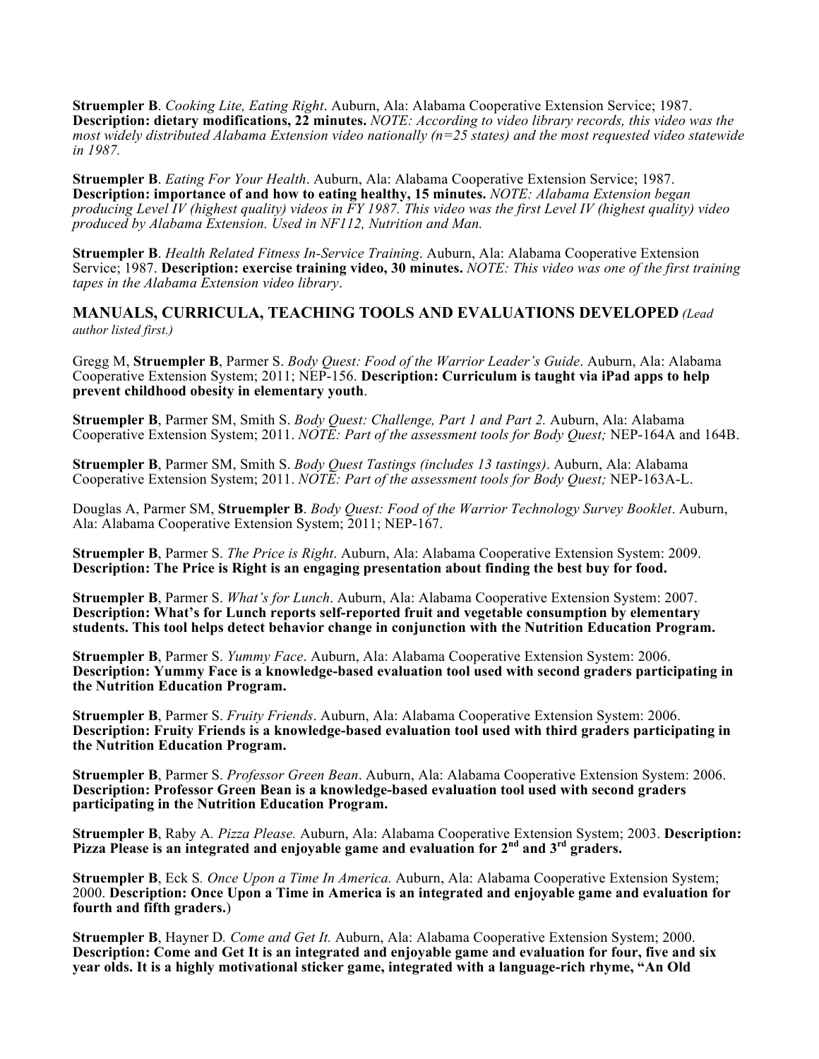**Struempler B**. *Cooking Lite, Eating Right*. Auburn, Ala: Alabama Cooperative Extension Service; 1987. **Description: dietary modifications, 22 minutes.** *NOTE: According to video library records, this video was the most widely distributed Alabama Extension video nationally (n=25 states) and the most requested video statewide in 1987.*

**Struempler B**. *Eating For Your Health*. Auburn, Ala: Alabama Cooperative Extension Service; 1987. **Description: importance of and how to eating healthy, 15 minutes.** *NOTE: Alabama Extension began producing Level IV (highest quality) videos in FY 1987. This video was the first Level IV (highest quality) video produced by Alabama Extension. Used in NF112, Nutrition and Man.*

**Struempler B**. *Health Related Fitness In-Service Training*. Auburn, Ala: Alabama Cooperative Extension Service; 1987. **Description: exercise training video, 30 minutes.** *NOTE: This video was one of the first training tapes in the Alabama Extension video library*.

## MANUALS, CURRICULA, TEACHING TOOLS AND EVALUATIONS DEVELOPED *(Lead author listed first.)*

Gregg M, **Struempler B**, Parmer S. *Body Quest: Food of the Warrior Leader's Guide*. Auburn, Ala: Alabama Cooperative Extension System; 2011; NEP-156. **Description: Curriculum is taught via iPad apps to help prevent childhood obesity in elementary youth**.

**Struempler B**, Parmer SM, Smith S. *Body Quest: Challenge, Part 1 and Part 2.* Auburn, Ala: Alabama Cooperative Extension System; 2011. *NOTE: Part of the assessment tools for Body Quest;* NEP-164A and 164B.

**Struempler B**, Parmer SM, Smith S. *Body Quest Tastings (includes 13 tastings)*. Auburn, Ala: Alabama Cooperative Extension System; 2011. *NOTE: Part of the assessment tools for Body Quest;* NEP-163A-L.

Douglas A, Parmer SM, **Struempler B**. *Body Quest: Food of the Warrior Technology Survey Booklet*. Auburn, Ala: Alabama Cooperative Extension System; 2011; NEP-167.

**Struempler B**, Parmer S. *The Price is Right*. Auburn, Ala: Alabama Cooperative Extension System: 2009. **Description: The Price is Right is an engaging presentation about finding the best buy for food.**

**Struempler B**, Parmer S. *What's for Lunch*. Auburn, Ala: Alabama Cooperative Extension System: 2007. **Description: What's for Lunch reports self-reported fruit and vegetable consumption by elementary students. This tool helps detect behavior change in conjunction with the Nutrition Education Program.**

**Struempler B**, Parmer S. *Yummy Face*. Auburn, Ala: Alabama Cooperative Extension System: 2006. **Description: Yummy Face is a knowledge-based evaluation tool used with second graders participating in the Nutrition Education Program.**

**Struempler B**, Parmer S. *Fruity Friends*. Auburn, Ala: Alabama Cooperative Extension System: 2006. **Description: Fruity Friends is a knowledge-based evaluation tool used with third graders participating in the Nutrition Education Program.**

**Struempler B**, Parmer S. *Professor Green Bean*. Auburn, Ala: Alabama Cooperative Extension System: 2006. **Description: Professor Green Bean is a knowledge-based evaluation tool used with second graders participating in the Nutrition Education Program.**

**Struempler B**, Raby A. *Pizza Please.* Auburn, Ala: Alabama Cooperative Extension System; 2003. **Description: Pizza Please is an integrated and enjoyable game and evaluation for 2nd and 3rd graders.**

**Struempler B**, Eck S. *Once Upon a Time In America.* Auburn, Ala: Alabama Cooperative Extension System; 2000. **Description: Once Upon a Time in America is an integrated and enjoyable game and evaluation for fourth and fifth graders.**)

**Struempler B**, Hayner D. *Come and Get It.* Auburn, Ala: Alabama Cooperative Extension System; 2000. **Description: Come and Get It is an integrated and enjoyable game and evaluation for four, five and six year olds. It is a highly motivational sticker game, integrated with a language-rich rhyme, "An Old**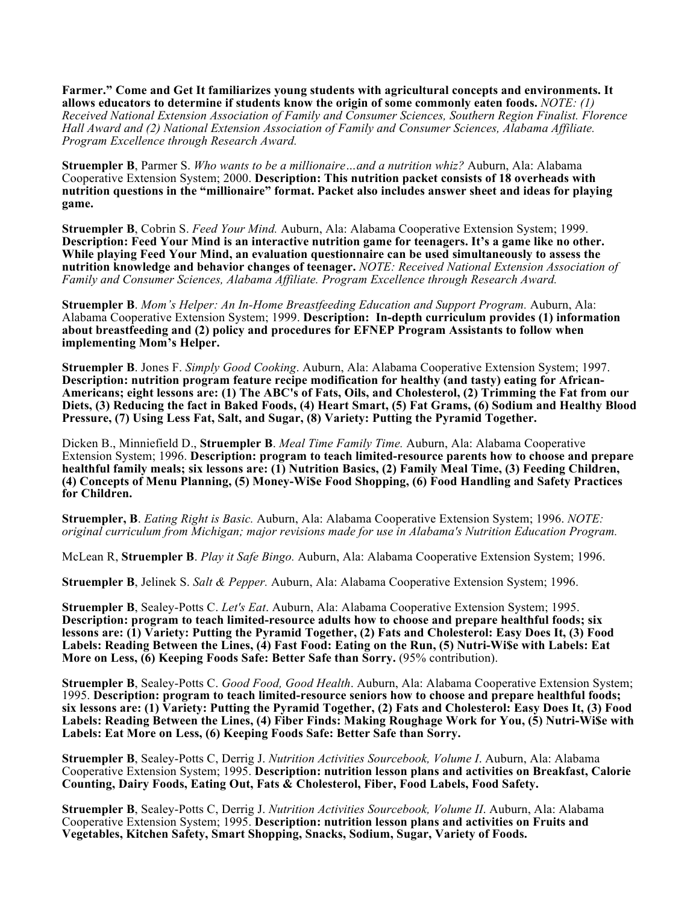**Farmer." Come and Get It familiarizes young students with agricultural concepts and environments. It allows educators to determine if students know the origin of some commonly eaten foods.** *NOTE: (1) Received National Extension Association of Family and Consumer Sciences, Southern Region Finalist. Florence Hall Award and (2) National Extension Association of Family and Consumer Sciences, Alabama Affiliate. Program Excellence through Research Award.*

**Struempler B**, Parmer S. *Who wants to be a millionaire…and a nutrition whiz?* Auburn, Ala: Alabama Cooperative Extension System; 2000. **Description: This nutrition packet consists of 18 overheads with nutrition questions in the "millionaire" format. Packet also includes answer sheet and ideas for playing game.**

**Struempler B**, Cobrin S. *Feed Your Mind.* Auburn, Ala: Alabama Cooperative Extension System; 1999. **Description: Feed Your Mind is an interactive nutrition game for teenagers. It's a game like no other. While playing Feed Your Mind, an evaluation questionnaire can be used simultaneously to assess the nutrition knowledge and behavior changes of teenager.** *NOTE: Received National Extension Association of Family and Consumer Sciences, Alabama Affiliate. Program Excellence through Research Award.*

**Struempler B**. *Mom's Helper: An In-Home Breastfeeding Education and Support Program.* Auburn, Ala: Alabama Cooperative Extension System; 1999. **Description: In-depth curriculum provides (1) information about breastfeeding and (2) policy and procedures for EFNEP Program Assistants to follow when implementing Mom's Helper.**

**Struempler B**. Jones F. *Simply Good Cooking*. Auburn, Ala: Alabama Cooperative Extension System; 1997. **Description: nutrition program feature recipe modification for healthy (and tasty) eating for African-Americans; eight lessons are: (1) The ABC's of Fats, Oils, and Cholesterol, (2) Trimming the Fat from our Diets, (3) Reducing the fact in Baked Foods, (4) Heart Smart, (5) Fat Grams, (6) Sodium and Healthy Blood Pressure, (7) Using Less Fat, Salt, and Sugar, (8) Variety: Putting the Pyramid Together.**

Dicken B., Minniefield D., **Struempler B**. *Meal Time Family Time.* Auburn, Ala: Alabama Cooperative Extension System; 1996. **Description: program to teach limited-resource parents how to choose and prepare healthful family meals; six lessons are: (1) Nutrition Basics, (2) Family Meal Time, (3) Feeding Children, (4) Concepts of Menu Planning, (5) Money-Wi$e Food Shopping, (6) Food Handling and Safety Practices for Children.**

**Struempler, B**. *Eating Right is Basic.* Auburn, Ala: Alabama Cooperative Extension System; 1996. *NOTE: original curriculum from Michigan; major revisions made for use in Alabama's Nutrition Education Program.*

McLean R, **Struempler B**. *Play it Safe Bingo.* Auburn, Ala: Alabama Cooperative Extension System; 1996.

**Struempler B**, Jelinek S. *Salt & Pepper.* Auburn, Ala: Alabama Cooperative Extension System; 1996.

**Struempler B**, Sealey-Potts C. *Let's Eat*. Auburn, Ala: Alabama Cooperative Extension System; 1995. **Description: program to teach limited-resource adults how to choose and prepare healthful foods; six lessons are: (1) Variety: Putting the Pyramid Together, (2) Fats and Cholesterol: Easy Does It, (3) Food Labels: Reading Between the Lines, (4) Fast Food: Eating on the Run, (5) Nutri-Wi$e with Labels: Eat More on Less, (6) Keeping Foods Safe: Better Safe than Sorry.** (95% contribution).

**Struempler B**, Sealey-Potts C. *Good Food, Good Health*. Auburn, Ala: Alabama Cooperative Extension System; 1995. **Description: program to teach limited-resource seniors how to choose and prepare healthful foods; six lessons are: (1) Variety: Putting the Pyramid Together, (2) Fats and Cholesterol: Easy Does It, (3) Food Labels: Reading Between the Lines, (4) Fiber Finds: Making Roughage Work for You, (5) Nutri-Wi$e with Labels: Eat More on Less, (6) Keeping Foods Safe: Better Safe than Sorry.**

**Struempler B**, Sealey-Potts C, Derrig J. *Nutrition Activities Sourcebook, Volume I*. Auburn, Ala: Alabama Cooperative Extension System; 1995. **Description: nutrition lesson plans and activities on Breakfast, Calorie Counting, Dairy Foods, Eating Out, Fats & Cholesterol, Fiber, Food Labels, Food Safety.**

**Struempler B**, Sealey-Potts C, Derrig J. *Nutrition Activities Sourcebook, Volume II*. Auburn, Ala: Alabama Cooperative Extension System; 1995. **Description: nutrition lesson plans and activities on Fruits and Vegetables, Kitchen Safety, Smart Shopping, Snacks, Sodium, Sugar, Variety of Foods.**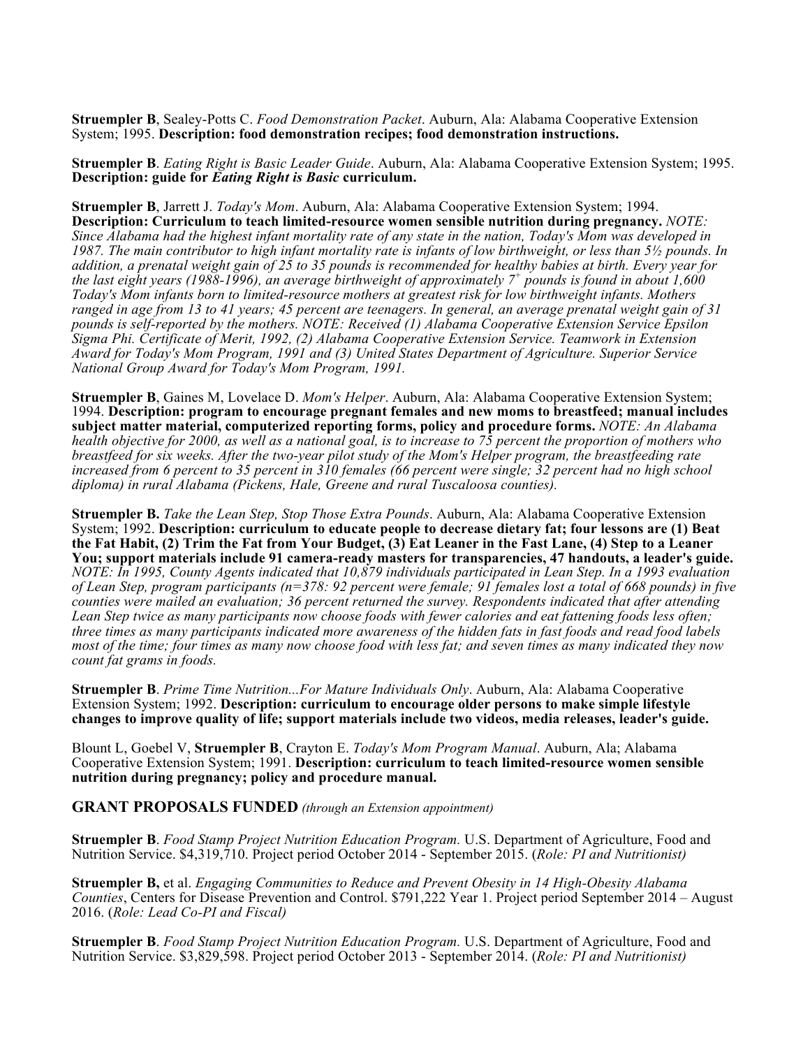**Struempler B**, Sealey-Potts C. *Food Demonstration Packet*. Auburn, Ala: Alabama Cooperative Extension System; 1995. **Description: food demonstration recipes; food demonstration instructions.**

**Struempler B**. *Eating Right is Basic Leader Guide*. Auburn, Ala: Alabama Cooperative Extension System; 1995. **Description: guide for *Eating Right is Basic* curriculum.**

**Struempler B**, Jarrett J. *Today's Mom*. Auburn, Ala: Alabama Cooperative Extension System; 1994. **Description: Curriculum to teach limited-resource women sensible nutrition during pregnancy.** *NOTE: Since Alabama had the highest infant mortality rate of any state in the nation, Today's Mom was developed in 1987. The main contributor to high infant mortality rate is infants of low birthweight, or less than 5½ pounds. In addition, a prenatal weight gain of 25 to 35 pounds is recommended for healthy babies at birth. Every year for the last eight years (1988-1996), an average birthweight of approximately 7+ pounds is found in about 1,600 Today's Mom infants born to limited-resource mothers at greatest risk for low birthweight infants. Mothers ranged in age from 13 to 41 years; 45 percent are teenagers. In general, an average prenatal weight gain of 31 pounds is self-reported by the mothers. NOTE: Received (1) Alabama Cooperative Extension Service Epsilon Sigma Phi. Certificate of Merit, 1992, (2) Alabama Cooperative Extension Service. Teamwork in Extension Award for Today's Mom Program, 1991 and (3) United States Department of Agriculture. Superior Service National Group Award for Today's Mom Program, 1991.*

**Struempler B**, Gaines M, Lovelace D. *Mom's Helper*. Auburn, Ala: Alabama Cooperative Extension System; 1994. **Description: program to encourage pregnant females and new moms to breastfeed; manual includes subject matter material, computerized reporting forms, policy and procedure forms.** *NOTE: An Alabama health objective for 2000, as well as a national goal, is to increase to 75 percent the proportion of mothers who breastfeed for six weeks. After the two-year pilot study of the Mom's Helper program, the breastfeeding rate increased from 6 percent to 35 percent in 310 females (66 percent were single; 32 percent had no high school diploma) in rural Alabama (Pickens, Hale, Greene and rural Tuscaloosa counties).*

**Struempler B.** *Take the Lean Step, Stop Those Extra Pounds*. Auburn, Ala: Alabama Cooperative Extension System; 1992. **Description: curriculum to educate people to decrease dietary fat; four lessons are (1) Beat the Fat Habit, (2) Trim the Fat from Your Budget, (3) Eat Leaner in the Fast Lane, (4) Step to a Leaner You; support materials include 91 camera-ready masters for transparencies, 47 handouts, a leader's guide.** *NOTE: In 1995, County Agents indicated that 10,879 individuals participated in Lean Step. In a 1993 evaluation of Lean Step, program participants (n=378: 92 percent were female; 91 females lost a total of 668 pounds) in five counties were mailed an evaluation; 36 percent returned the survey. Respondents indicated that after attending Lean Step twice as many participants now choose foods with fewer calories and eat fattening foods less often; three times as many participants indicated more awareness of the hidden fats in fast foods and read food labels most of the time; four times as many now choose food with less fat; and seven times as many indicated they now count fat grams in foods.*

**Struempler B**. *Prime Time Nutrition...For Mature Individuals Only*. Auburn, Ala: Alabama Cooperative Extension System; 1992. **Description: curriculum to encourage older persons to make simple lifestyle changes to improve quality of life; support materials include two videos, media releases, leader's guide.**

Blount L, Goebel V, **Struempler B**, Crayton E. *Today's Mom Program Manual*. Auburn, Ala; Alabama Cooperative Extension System; 1991. **Description: curriculum to teach limited-resource women sensible nutrition during pregnancy; policy and procedure manual.**

## GRANT PROPOSALS FUNDED *(through an Extension appointment)*

**Struempler B**. *Food Stamp Project Nutrition Education Program.* U.S. Department of Agriculture, Food and Nutrition Service. $4,319,710. Project period October 2014 - September 2015. (*Role: PI and Nutritionist)*

**Struempler B,** et al. *Engaging Communities to Reduce and Prevent Obesity in 14 High-Obesity Alabama Counties*, Centers for Disease Prevention and Control. $791,222 Year 1. Project period September 2014 – August 2016. (*Role: Lead Co-PI and Fiscal)*

**Struempler B**. *Food Stamp Project Nutrition Education Program.* U.S. Department of Agriculture, Food and Nutrition Service. $3,829,598. Project period October 2013 - September 2014. (*Role: PI and Nutritionist)*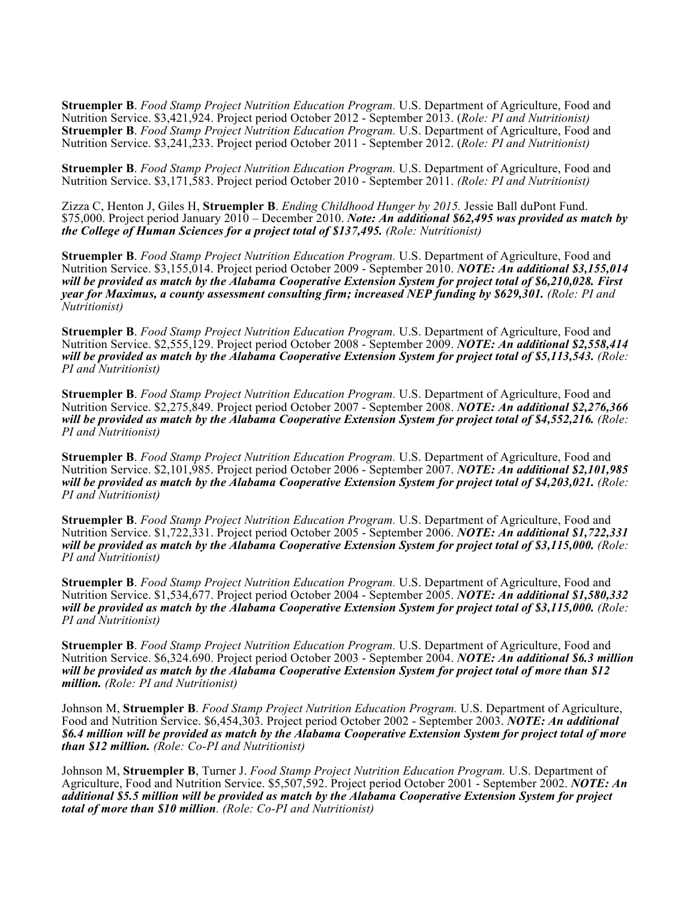**Struempler B**. *Food Stamp Project Nutrition Education Program.* U.S. Department of Agriculture, Food and Nutrition Service. $3,421,924. Project period October 2012 - September 2013. (*Role: PI and Nutritionist)*
**Struempler B**. *Food Stamp Project Nutrition Education Program.* U.S. Department of Agriculture, Food and Nutrition Service. $3,241,233. Project period October 2011 - September 2012. (*Role: PI and Nutritionist)*

**Struempler B**. *Food Stamp Project Nutrition Education Program.* U.S. Department of Agriculture, Food and Nutrition Service. $3,171,583. Project period October 2010 - September 2011. *(Role: PI and Nutritionist)*

Zizza C, Henton J, Giles H, **Struempler B**. *Ending Childhood Hunger by 2015.* Jessie Ball duPont Fund. $75,000. Project period January 2010 – December 2010. ***Note: An additional $62,495 was provided as match by the College of Human Sciences for a project total of $137,495.*** *(Role: Nutritionist)*

**Struempler B**. *Food Stamp Project Nutrition Education Program.* U.S. Department of Agriculture, Food and Nutrition Service. $3,155,014. Project period October 2009 - September 2010. ***NOTE: An additional $3,155,014 will be provided as match by the Alabama Cooperative Extension System for project total of $6,210,028. First year for Maximus, a county assessment consulting firm; increased NEP funding by $629,301.*** *(Role: PI and Nutritionist)*

**Struempler B**. *Food Stamp Project Nutrition Education Program.* U.S. Department of Agriculture, Food and Nutrition Service. $2,555,129. Project period October 2008 - September 2009. ***NOTE: An additional $2,558,414 will be provided as match by the Alabama Cooperative Extension System for project total of $5,113,543.*** *(Role: PI and Nutritionist)*

**Struempler B**. *Food Stamp Project Nutrition Education Program.* U.S. Department of Agriculture, Food and Nutrition Service. $2,275,849. Project period October 2007 - September 2008. ***NOTE: An additional $2,276,366 will be provided as match by the Alabama Cooperative Extension System for project total of $4,552,216.*** *(Role: PI and Nutritionist)*

**Struempler B**. *Food Stamp Project Nutrition Education Program.* U.S. Department of Agriculture, Food and Nutrition Service. $2,101,985. Project period October 2006 - September 2007. ***NOTE: An additional $2,101,985 will be provided as match by the Alabama Cooperative Extension System for project total of $4,203,021.*** *(Role: PI and Nutritionist)*

**Struempler B**. *Food Stamp Project Nutrition Education Program.* U.S. Department of Agriculture, Food and Nutrition Service. $1,722,331. Project period October 2005 - September 2006. ***NOTE: An additional $1,722,331 will be provided as match by the Alabama Cooperative Extension System for project total of $3,115,000.*** *(Role: PI and Nutritionist)*

**Struempler B**. *Food Stamp Project Nutrition Education Program.* U.S. Department of Agriculture, Food and Nutrition Service. $1,534,677. Project period October 2004 - September 2005. ***NOTE: An additional $1,580,332 will be provided as match by the Alabama Cooperative Extension System for project total of $3,115,000.*** *(Role: PI and Nutritionist)*

**Struempler B**. *Food Stamp Project Nutrition Education Program.* U.S. Department of Agriculture, Food and Nutrition Service. $6,324.690. Project period October 2003 - September 2004. ***NOTE: An additional $6.3 million will be provided as match by the Alabama Cooperative Extension System for project total of more than $12 million.*** *(Role: PI and Nutritionist)*

Johnson M, **Struempler B**. *Food Stamp Project Nutrition Education Program.* U.S. Department of Agriculture, Food and Nutrition Service. $6,454,303. Project period October 2002 - September 2003. ***NOTE: An additional $6.4 million will be provided as match by the Alabama Cooperative Extension System for project total of more than $12 million.*** *(Role: Co-PI and Nutritionist)*

Johnson M, **Struempler B**, Turner J. *Food Stamp Project Nutrition Education Program.* U.S. Department of Agriculture, Food and Nutrition Service. $5,507,592. Project period October 2001 - September 2002. ***NOTE: An additional $5.5 million will be provided as match by the Alabama Cooperative Extension System for project total of more than $10 million***. *(Role: Co-PI and Nutritionist)*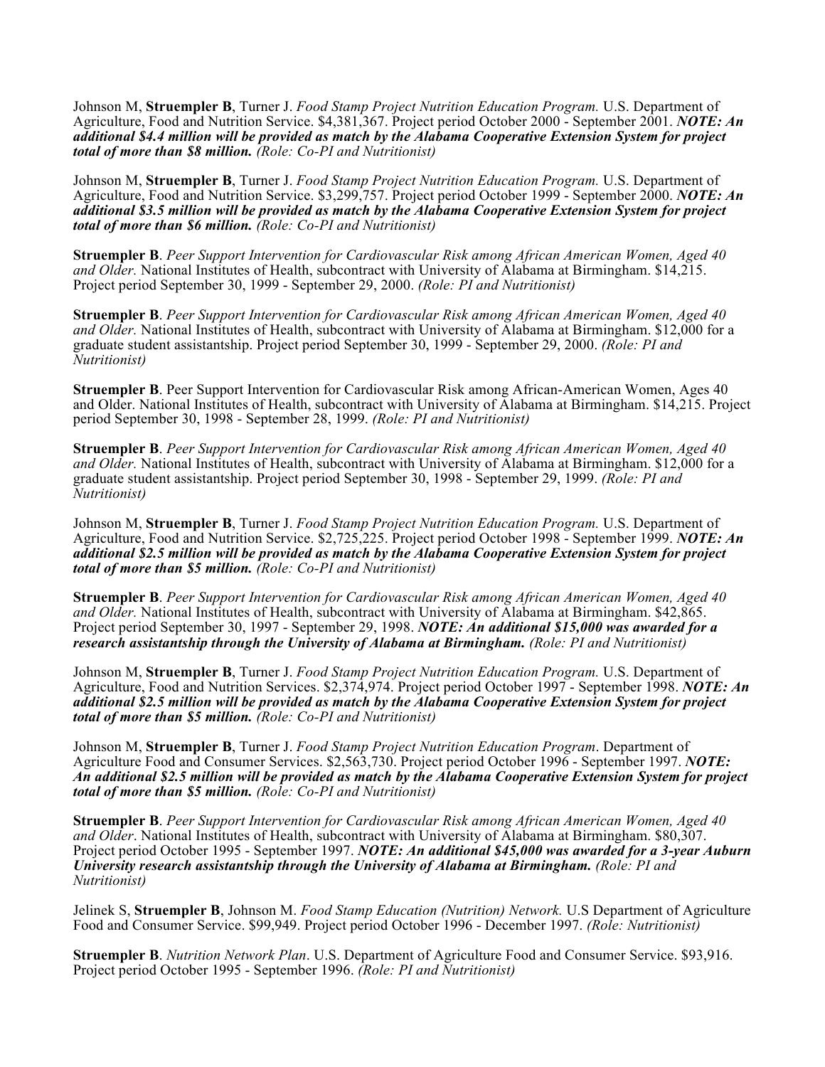Johnson M, **Struempler B**, Turner J. *Food Stamp Project Nutrition Education Program.* U.S. Department of Agriculture, Food and Nutrition Service. $4,381,367. Project period October 2000 - September 2001. ***NOTE: An additional $4.4 million will be provided as match by the Alabama Cooperative Extension System for project total of more than $8 million.*** *(Role: Co-PI and Nutritionist)*

Johnson M, **Struempler B**, Turner J. *Food Stamp Project Nutrition Education Program.* U.S. Department of Agriculture, Food and Nutrition Service. $3,299,757. Project period October 1999 - September 2000. ***NOTE: An additional $3.5 million will be provided as match by the Alabama Cooperative Extension System for project total of more than $6 million.*** *(Role: Co-PI and Nutritionist)*

**Struempler B**. *Peer Support Intervention for Cardiovascular Risk among African American Women, Aged 40 and Older.* National Institutes of Health, subcontract with University of Alabama at Birmingham. $14,215. Project period September 30, 1999 - September 29, 2000. *(Role: PI and Nutritionist)*

**Struempler B**. *Peer Support Intervention for Cardiovascular Risk among African American Women, Aged 40 and Older.* National Institutes of Health, subcontract with University of Alabama at Birmingham. $12,000 for a graduate student assistantship. Project period September 30, 1999 - September 29, 2000. *(Role: PI and Nutritionist)*

**Struempler B**. Peer Support Intervention for Cardiovascular Risk among African-American Women, Ages 40 and Older. National Institutes of Health, subcontract with University of Alabama at Birmingham. $14,215. Project period September 30, 1998 - September 28, 1999. *(Role: PI and Nutritionist)*

**Struempler B**. *Peer Support Intervention for Cardiovascular Risk among African American Women, Aged 40 and Older.* National Institutes of Health, subcontract with University of Alabama at Birmingham. $12,000 for a graduate student assistantship. Project period September 30, 1998 - September 29, 1999. *(Role: PI and Nutritionist)*

Johnson M, **Struempler B**, Turner J. *Food Stamp Project Nutrition Education Program.* U.S. Department of Agriculture, Food and Nutrition Service. $2,725,225. Project period October 1998 - September 1999. ***NOTE: An additional $2.5 million will be provided as match by the Alabama Cooperative Extension System for project total of more than $5 million.*** *(Role: Co-PI and Nutritionist)*

**Struempler B**. *Peer Support Intervention for Cardiovascular Risk among African American Women, Aged 40 and Older.* National Institutes of Health, subcontract with University of Alabama at Birmingham. $42,865. Project period September 30, 1997 - September 29, 1998. ***NOTE: An additional $15,000 was awarded for a research assistantship through the University of Alabama at Birmingham.*** *(Role: PI and Nutritionist)*

Johnson M, **Struempler B**, Turner J. *Food Stamp Project Nutrition Education Program.* U.S. Department of Agriculture, Food and Nutrition Services. $2,374,974. Project period October 1997 - September 1998. ***NOTE: An additional $2.5 million will be provided as match by the Alabama Cooperative Extension System for project total of more than $5 million.*** *(Role: Co-PI and Nutritionist)*

Johnson M, **Struempler B**, Turner J. *Food Stamp Project Nutrition Education Program*. Department of Agriculture Food and Consumer Services. $2,563,730. Project period October 1996 - September 1997. ***NOTE: An additional $2.5 million will be provided as match by the Alabama Cooperative Extension System for project total of more than $5 million.*** *(Role: Co-PI and Nutritionist)*

**Struempler B**. *Peer Support Intervention for Cardiovascular Risk among African American Women, Aged 40 and Older*. National Institutes of Health, subcontract with University of Alabama at Birmingham. $80,307. Project period October 1995 - September 1997. ***NOTE: An additional $45,000 was awarded for a 3-year Auburn University research assistantship through the University of Alabama at Birmingham.*** *(Role: PI and Nutritionist)*

Jelinek S, **Struempler B**, Johnson M. *Food Stamp Education (Nutrition) Network.* U.S Department of Agriculture Food and Consumer Service. $99,949. Project period October 1996 - December 1997. *(Role: Nutritionist)*

**Struempler B**. *Nutrition Network Plan*. U.S. Department of Agriculture Food and Consumer Service. $93,916. Project period October 1995 - September 1996. *(Role: PI and Nutritionist)*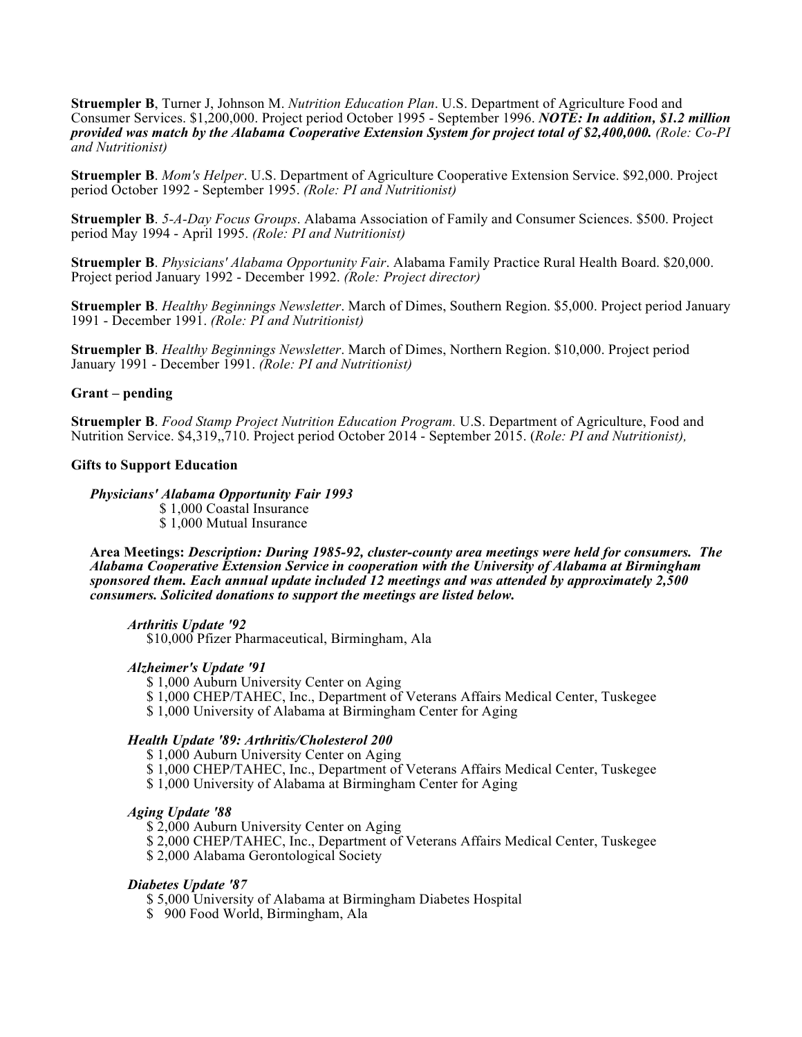**Struempler B**, Turner J, Johnson M. *Nutrition Education Plan*. U.S. Department of Agriculture Food and Consumer Services. $1,200,000. Project period October 1995 - September 1996. ***NOTE: In addition, $1.2 million provided was match by the Alabama Cooperative Extension System for project total of $2,400,000.*** *(Role: Co-PI and Nutritionist)*

**Struempler B**. *Mom's Helper*. U.S. Department of Agriculture Cooperative Extension Service. $92,000. Project period October 1992 - September 1995. *(Role: PI and Nutritionist)*

**Struempler B**. *5-A-Day Focus Groups*. Alabama Association of Family and Consumer Sciences. $500. Project period May 1994 - April 1995. *(Role: PI and Nutritionist)*

**Struempler B**. *Physicians' Alabama Opportunity Fair*. Alabama Family Practice Rural Health Board. $20,000. Project period January 1992 - December 1992. *(Role: Project director)*

**Struempler B**. *Healthy Beginnings Newsletter*. March of Dimes, Southern Region. $5,000. Project period January 1991 - December 1991. *(Role: PI and Nutritionist)*

**Struempler B**. *Healthy Beginnings Newsletter*. March of Dimes, Northern Region. $10,000. Project period January 1991 - December 1991. *(Role: PI and Nutritionist)*

**Grant – pending**

**Struempler B**. *Food Stamp Project Nutrition Education Program.* U.S. Department of Agriculture, Food and Nutrition Service. $4,319,,710. Project period October 2014 - September 2015. (*Role: PI and Nutritionist),*

**Gifts to Support Education**

***Physicians' Alabama Opportunity Fair 1993***

$ 1,000 Coastal Insurance
$ 1,000 Mutual Insurance

**Area Meetings:** ***Description: During 1985-92, cluster-county area meetings were held for consumers. The Alabama Cooperative Extension Service in cooperation with the University of Alabama at Birmingham sponsored them. Each annual update included 12 meetings and was attended by approximately 2,500 consumers. Solicited donations to support the meetings are listed below.***

***Arthritis Update '92***

$10,000 Pfizer Pharmaceutical, Birmingham, Ala

***Alzheimer's Update '91***

$ 1,000 Auburn University Center on Aging
$ 1,000 CHEP/TAHEC, Inc., Department of Veterans Affairs Medical Center, Tuskegee
$ 1,000 University of Alabama at Birmingham Center for Aging

***Health Update '89: Arthritis/Cholesterol 200***

$ 1,000 Auburn University Center on Aging
$ 1,000 CHEP/TAHEC, Inc., Department of Veterans Affairs Medical Center, Tuskegee
$ 1,000 University of Alabama at Birmingham Center for Aging

***Aging Update '88***

$ 2,000 Auburn University Center on Aging
$ 2,000 CHEP/TAHEC, Inc., Department of Veterans Affairs Medical Center, Tuskegee
$ 2,000 Alabama Gerontological Society

***Diabetes Update '87***

$ 5,000 University of Alabama at Birmingham Diabetes Hospital
$ 900 Food World, Birmingham, Ala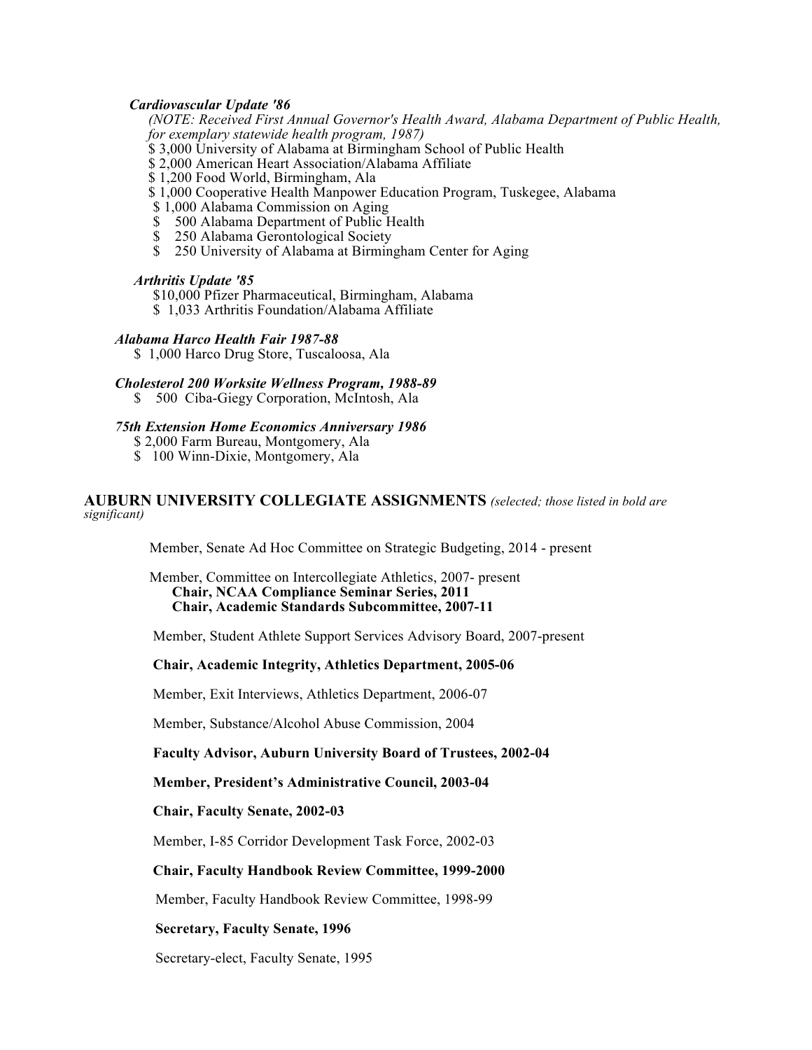***Cardiovascular Update '86***

*(NOTE: Received First Annual Governor's Health Award, Alabama Department of Public Health, for exemplary statewide health program, 1987)*

$ 3,000 University of Alabama at Birmingham School of Public Health
$ 2,000 American Heart Association/Alabama Affiliate
$ 1,200 Food World, Birmingham, Ala
$ 1,000 Cooperative Health Manpower Education Program, Tuskegee, Alabama
$ 1,000 Alabama Commission on Aging
$ 500 Alabama Department of Public Health
$ 250 Alabama Gerontological Society
$ 250 University of Alabama at Birmingham Center for Aging

***Arthritis Update '85***

$10,000 Pfizer Pharmaceutical, Birmingham, Alabama
$ 1,033 Arthritis Foundation/Alabama Affiliate

***Alabama Harco Health Fair 1987-88***

$ 1,000 Harco Drug Store, Tuscaloosa, Ala

***Cholesterol 200 Worksite Wellness Program, 1988-89***

$ 500 Ciba-Giegy Corporation, McIntosh, Ala

***75th Extension Home Economics Anniversary 1986***

$ 2,000 Farm Bureau, Montgomery, Ala
$ 100 Winn-Dixie, Montgomery, Ala

## AUBURN UNIVERSITY COLLEGIATE ASSIGNMENTS *(selected; those listed in bold are significant)*

Member, Senate Ad Hoc Committee on Strategic Budgeting, 2014 - present

Member, Committee on Intercollegiate Athletics, 2007- present
**Chair, NCAA Compliance Seminar Series, 2011**
**Chair, Academic Standards Subcommittee, 2007-11**

Member, Student Athlete Support Services Advisory Board, 2007-present

**Chair, Academic Integrity, Athletics Department, 2005-06**

Member, Exit Interviews, Athletics Department, 2006-07

Member, Substance/Alcohol Abuse Commission, 2004

**Faculty Advisor, Auburn University Board of Trustees, 2002-04**

**Member, President's Administrative Council, 2003-04**

**Chair, Faculty Senate, 2002-03**

Member, I-85 Corridor Development Task Force, 2002-03

**Chair, Faculty Handbook Review Committee, 1999-2000**

Member, Faculty Handbook Review Committee, 1998-99

**Secretary, Faculty Senate, 1996**

Secretary-elect, Faculty Senate, 1995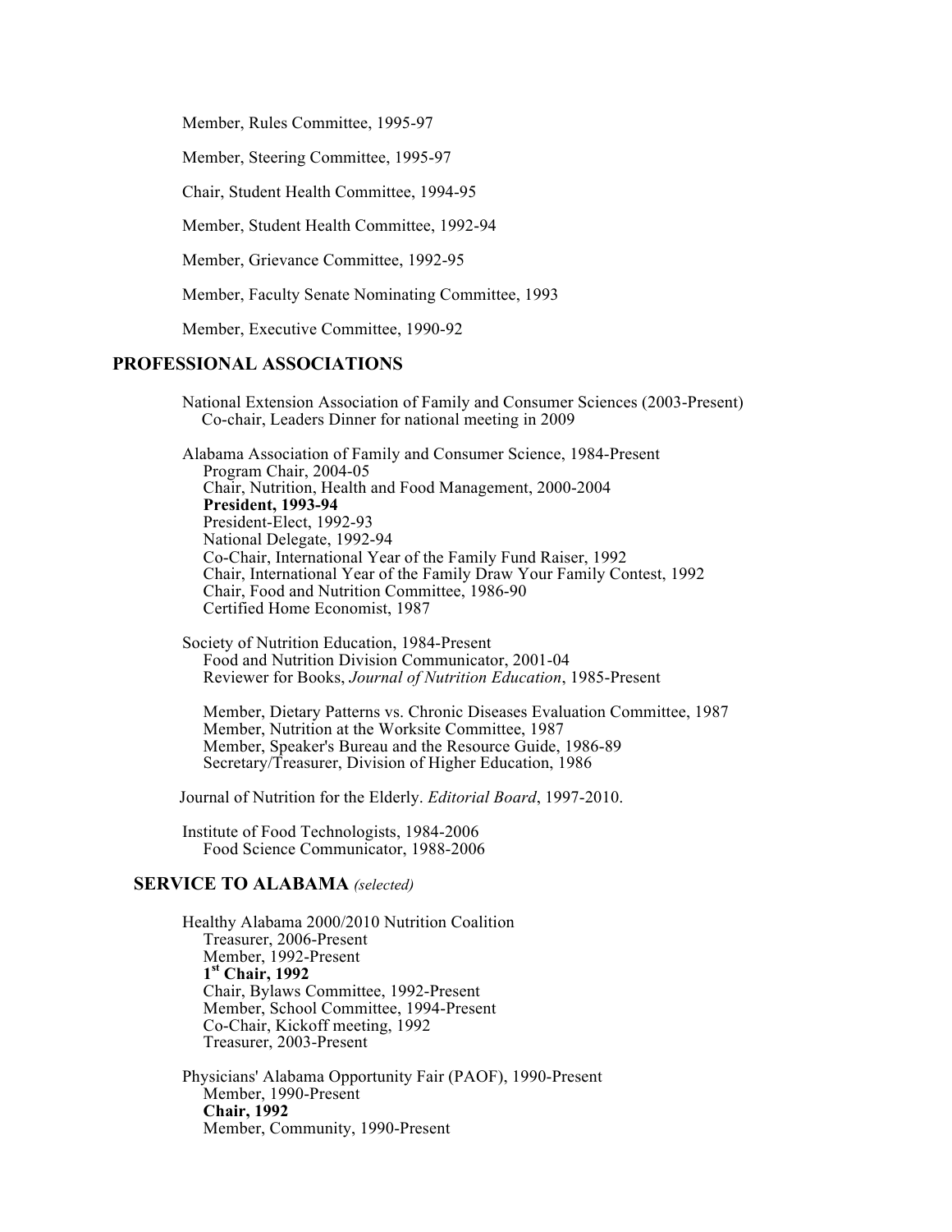Member, Rules Committee, 1995-97

Member, Steering Committee, 1995-97

Chair, Student Health Committee, 1994-95

Member, Student Health Committee, 1992-94

Member, Grievance Committee, 1992-95

Member, Faculty Senate Nominating Committee, 1993

Member, Executive Committee, 1990-92

## PROFESSIONAL ASSOCIATIONS

National Extension Association of Family and Consumer Sciences (2003-Present)
Co-chair, Leaders Dinner for national meeting in 2009

Alabama Association of Family and Consumer Science, 1984-Present
Program Chair, 2004-05
Chair, Nutrition, Health and Food Management, 2000-2004
**President, 1993-94**
President-Elect, 1992-93
National Delegate, 1992-94
Co-Chair, International Year of the Family Fund Raiser, 1992
Chair, International Year of the Family Draw Your Family Contest, 1992
Chair, Food and Nutrition Committee, 1986-90
Certified Home Economist, 1987

Society of Nutrition Education, 1984-Present
Food and Nutrition Division Communicator, 2001-04
Reviewer for Books, *Journal of Nutrition Education*, 1985-Present

Member, Dietary Patterns vs. Chronic Diseases Evaluation Committee, 1987
Member, Nutrition at the Worksite Committee, 1987
Member, Speaker's Bureau and the Resource Guide, 1986-89
Secretary/Treasurer, Division of Higher Education, 1986

Journal of Nutrition for the Elderly. *Editorial Board*, 1997-2010.

Institute of Food Technologists, 1984-2006
Food Science Communicator, 1988-2006

## SERVICE TO ALABAMA *(selected)*

Healthy Alabama 2000/2010 Nutrition Coalition
Treasurer, 2006-Present
Member, 1992-Present
**1st Chair, 1992**
Chair, Bylaws Committee, 1992-Present
Member, School Committee, 1994-Present
Co-Chair, Kickoff meeting, 1992
Treasurer, 2003-Present

Physicians' Alabama Opportunity Fair (PAOF), 1990-Present
Member, 1990-Present
**Chair, 1992**
Member, Community, 1990-Present